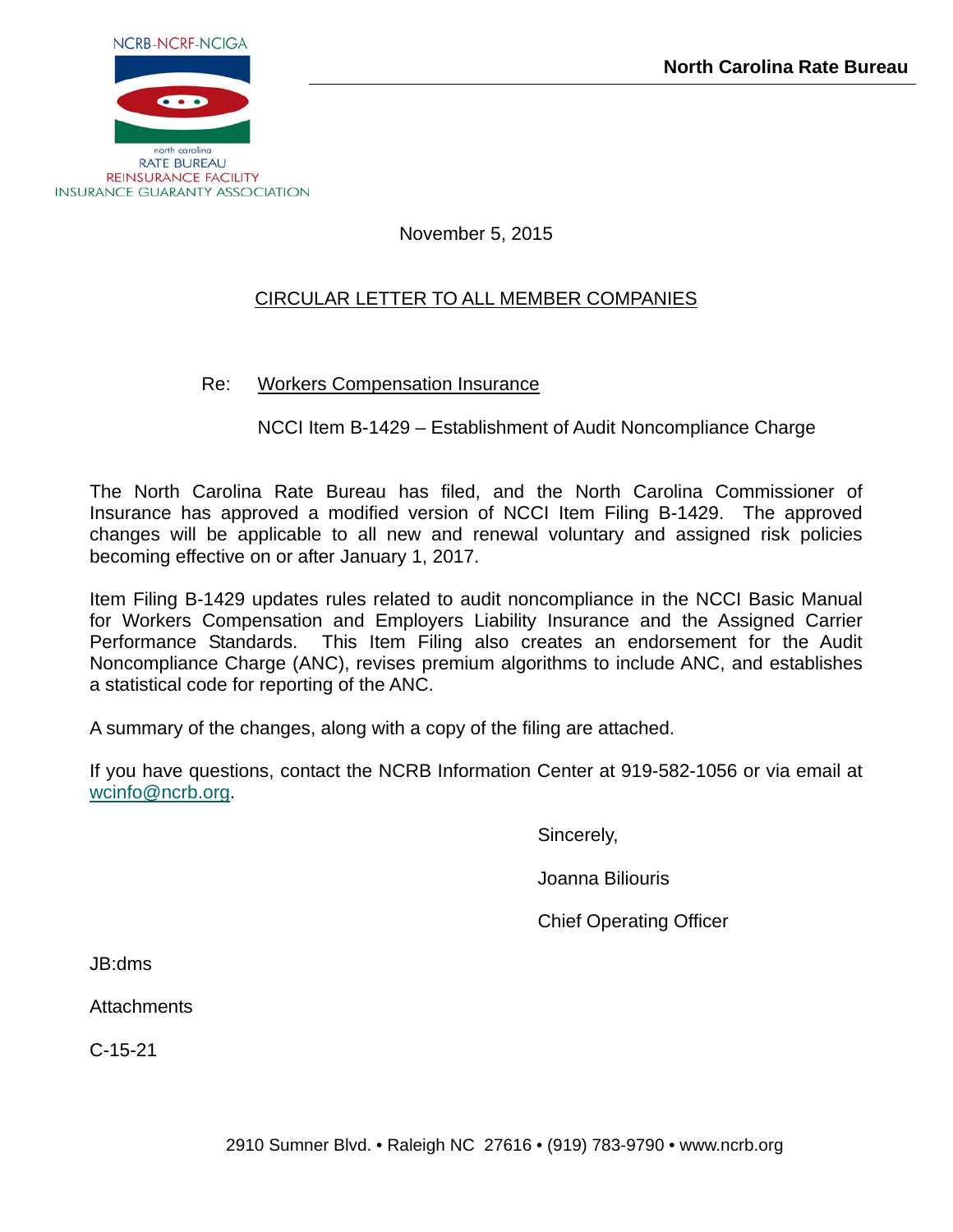NCRB-NCRF-NCIGA

north carolina
RATE BUREAU
REINSURANCE FACILITY
INSURANCE GUARANTY ASSOCIATION

**North Carolina Rate Bureau**

November 5, 2015

CIRCULAR LETTER TO ALL MEMBER COMPANIES

Re: Workers Compensation Insurance

NCCI Item B-1429 – Establishment of Audit Noncompliance Charge

The North Carolina Rate Bureau has filed, and the North Carolina Commissioner of Insurance has approved a modified version of NCCI Item Filing B-1429. The approved changes will be applicable to all new and renewal voluntary and assigned risk policies becoming effective on or after January 1, 2017.

Item Filing B-1429 updates rules related to audit noncompliance in the NCCI Basic Manual for Workers Compensation and Employers Liability Insurance and the Assigned Carrier Performance Standards. This Item Filing also creates an endorsement for the Audit Noncompliance Charge (ANC), revises premium algorithms to include ANC, and establishes a statistical code for reporting of the ANC.

A summary of the changes, along with a copy of the filing are attached.

If you have questions, contact the NCRB Information Center at 919-582-1056 or via email at wcinfo@ncrb.org.

Sincerely,

Joanna Biliouris

Chief Operating Officer

JB:dms

Attachments

C-15-21

2910 Sumner Blvd. • Raleigh NC 27616 • (919) 783-9790 • www.ncrb.org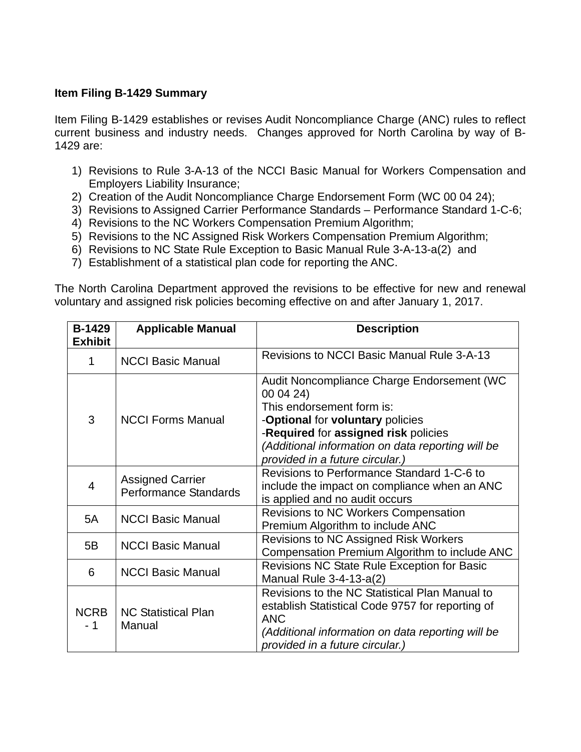**Item Filing B-1429 Summary**

Item Filing B-1429 establishes or revises Audit Noncompliance Charge (ANC) rules to reflect current business and industry needs. Changes approved for North Carolina by way of B-1429 are:

1) Revisions to Rule 3-A-13 of the NCCI Basic Manual for Workers Compensation and Employers Liability Insurance;
2) Creation of the Audit Noncompliance Charge Endorsement Form (WC 00 04 24);
3) Revisions to Assigned Carrier Performance Standards – Performance Standard 1-C-6;
4) Revisions to the NC Workers Compensation Premium Algorithm;
5) Revisions to the NC Assigned Risk Workers Compensation Premium Algorithm;
6) Revisions to NC State Rule Exception to Basic Manual Rule 3-A-13-a(2) and
7) Establishment of a statistical plan code for reporting the ANC.

The North Carolina Department approved the revisions to be effective for new and renewal voluntary and assigned risk policies becoming effective on and after January 1, 2017.

| B-1429 Exhibit | Applicable Manual | Description |
|---|---|---|
| 1 | NCCI Basic Manual | Revisions to NCCI Basic Manual Rule 3-A-13 |
| 3 | NCCI Forms Manual | Audit Noncompliance Charge Endorsement (WC 00 04 24)<br>This endorsement form is:<br>-**Optional** for **voluntary** policies<br>-**Required** for **assigned risk** policies<br>*(Additional information on data reporting will be provided in a future circular.)* |
| 4 | Assigned Carrier Performance Standards | Revisions to Performance Standard 1-C-6 to include the impact on compliance when an ANC is applied and no audit occurs |
| 5A | NCCI Basic Manual | Revisions to NC Workers Compensation Premium Algorithm to include ANC |
| 5B | NCCI Basic Manual | Revisions to NC Assigned Risk Workers Compensation Premium Algorithm to include ANC |
| 6 | NCCI Basic Manual | Revisions NC State Rule Exception for Basic Manual Rule 3-4-13-a(2) |
| NCRB - 1 | NC Statistical Plan Manual | Revisions to the NC Statistical Plan Manual to establish Statistical Code 9757 for reporting of ANC<br>*(Additional information on data reporting will be provided in a future circular.)* |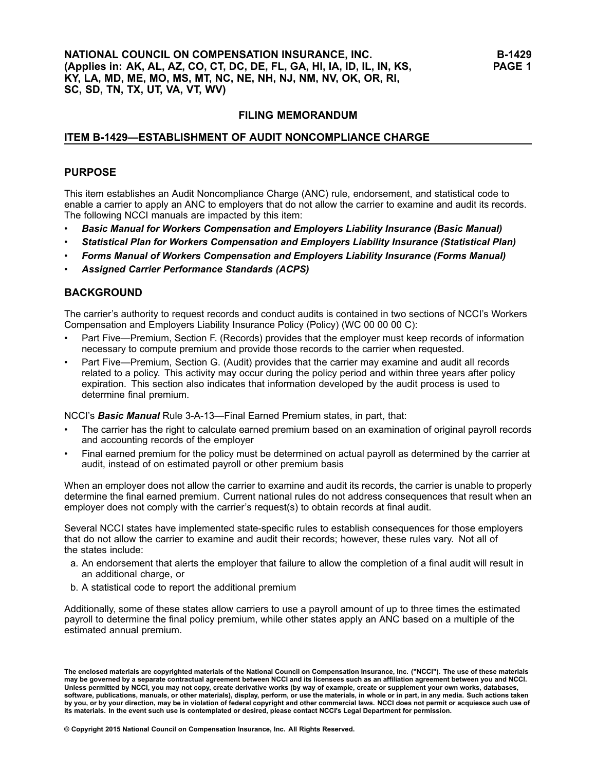**NATIONAL COUNCIL ON COMPENSATION INSURANCE, INC.**
**(Applies in: AK, AL, AZ, CO, CT, DC, DE, FL, GA, HI, IA, ID, IL, IN, KS, KY, LA, MD, ME, MO, MS, MT, NC, NE, NH, NJ, NM, NV, OK, OR, RI, SC, SD, TN, TX, UT, VA, VT, WV)**

**B-1429**

# FILING MEMORANDUM

## ITEM B-1429—ESTABLISHMENT OF AUDIT NONCOMPLIANCE CHARGE

## PURPOSE

This item establishes an Audit Noncompliance Charge (ANC) rule, endorsement, and statistical code to enable a carrier to apply an ANC to employers that do not allow the carrier to examine and audit its records. The following NCCI manuals are impacted by this item:

- ***Basic Manual for Workers Compensation and Employers Liability Insurance (Basic Manual)***
- ***Statistical Plan for Workers Compensation and Employers Liability Insurance (Statistical Plan)***
- ***Forms Manual of Workers Compensation and Employers Liability Insurance (Forms Manual)***
- ***Assigned Carrier Performance Standards (ACPS)***

## BACKGROUND

The carrier's authority to request records and conduct audits is contained in two sections of NCCI's Workers Compensation and Employers Liability Insurance Policy (Policy) (WC 00 00 00 C):

- Part Five—Premium, Section F. (Records) provides that the employer must keep records of information necessary to compute premium and provide those records to the carrier when requested.
- Part Five—Premium, Section G. (Audit) provides that the carrier may examine and audit all records related to a policy. This activity may occur during the policy period and within three years after policy expiration. This section also indicates that information developed by the audit process is used to determine final premium.

NCCI's ***Basic Manual*** Rule 3-A-13—Final Earned Premium states, in part, that:

- The carrier has the right to calculate earned premium based on an examination of original payroll records and accounting records of the employer
- Final earned premium for the policy must be determined on actual payroll as determined by the carrier at audit, instead of on estimated payroll or other premium basis

When an employer does not allow the carrier to examine and audit its records, the carrier is unable to properly determine the final earned premium. Current national rules do not address consequences that result when an employer does not comply with the carrier's request(s) to obtain records at final audit.

Several NCCI states have implemented state-specific rules to establish consequences for those employers that do not allow the carrier to examine and audit their records; however, these rules vary. Not all of the states include:

a. An endorsement that alerts the employer that failure to allow the completion of a final audit will result in an additional charge, or
b. A statistical code to report the additional premium

Additionally, some of these states allow carriers to use a payroll amount of up to three times the estimated payroll to determine the final policy premium, while other states apply an ANC based on a multiple of the estimated annual premium.

**The enclosed materials are copyrighted materials of the National Council on Compensation Insurance, Inc. ("NCCI"). The use of these materials may be governed by a separate contractual agreement between NCCI and its licensees such as an affiliation agreement between you and NCCI. Unless permitted by NCCI, you may not copy, create derivative works (by way of example, create or supplement your own works, databases, software, publications, manuals, or other materials), display, perform, or use the materials, in whole or in part, in any media. Such actions taken by you, or by your direction, may be in violation of federal copyright and other commercial laws. NCCI does not permit or acquiesce such use of its materials. In the event such use is contemplated or desired, please contact NCCI's Legal Department for permission.**

**© Copyright 2015 National Council on Compensation Insurance, Inc. All Rights Reserved.**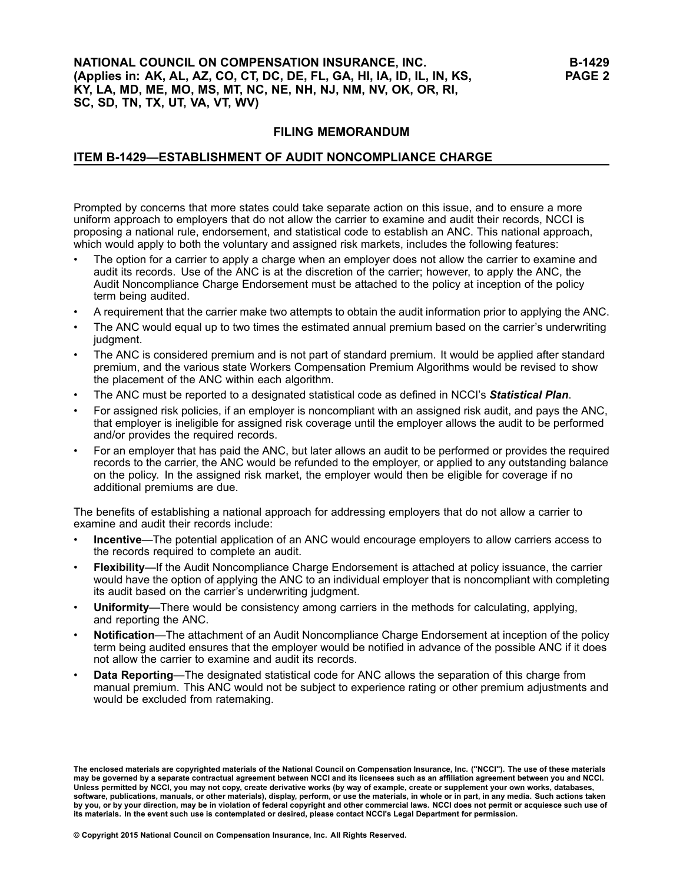Prompted by concerns that more states could take separate action on this issue, and to ensure a more uniform approach to employers that do not allow the carrier to examine and audit their records, NCCI is proposing a national rule, endorsement, and statistical code to establish an ANC. This national approach, which would apply to both the voluntary and assigned risk markets, includes the following features:

- The option for a carrier to apply a charge when an employer does not allow the carrier to examine and audit its records. Use of the ANC is at the discretion of the carrier; however, to apply the ANC, the Audit Noncompliance Charge Endorsement must be attached to the policy at inception of the policy term being audited.
- A requirement that the carrier make two attempts to obtain the audit information prior to applying the ANC.
- The ANC would equal up to two times the estimated annual premium based on the carrier's underwriting judgment.
- The ANC is considered premium and is not part of standard premium. It would be applied after standard premium, and the various state Workers Compensation Premium Algorithms would be revised to show the placement of the ANC within each algorithm.
- The ANC must be reported to a designated statistical code as defined in NCCI's ***Statistical Plan***.
- For assigned risk policies, if an employer is noncompliant with an assigned risk audit, and pays the ANC, that employer is ineligible for assigned risk coverage until the employer allows the audit to be performed and/or provides the required records.
- For an employer that has paid the ANC, but later allows an audit to be performed or provides the required records to the carrier, the ANC would be refunded to the employer, or applied to any outstanding balance on the policy. In the assigned risk market, the employer would then be eligible for coverage if no additional premiums are due.

The benefits of establishing a national approach for addressing employers that do not allow a carrier to examine and audit their records include:

- **Incentive**—The potential application of an ANC would encourage employers to allow carriers access to the records required to complete an audit.
- **Flexibility**—If the Audit Noncompliance Charge Endorsement is attached at policy issuance, the carrier would have the option of applying the ANC to an individual employer that is noncompliant with completing its audit based on the carrier's underwriting judgment.
- **Uniformity**—There would be consistency among carriers in the methods for calculating, applying, and reporting the ANC.
- **Notification**—The attachment of an Audit Noncompliance Charge Endorsement at inception of the policy term being audited ensures that the employer would be notified in advance of the possible ANC if it does not allow the carrier to examine and audit its records.
- **Data Reporting**—The designated statistical code for ANC allows the separation of this charge from manual premium. This ANC would not be subject to experience rating or other premium adjustments and would be excluded from ratemaking.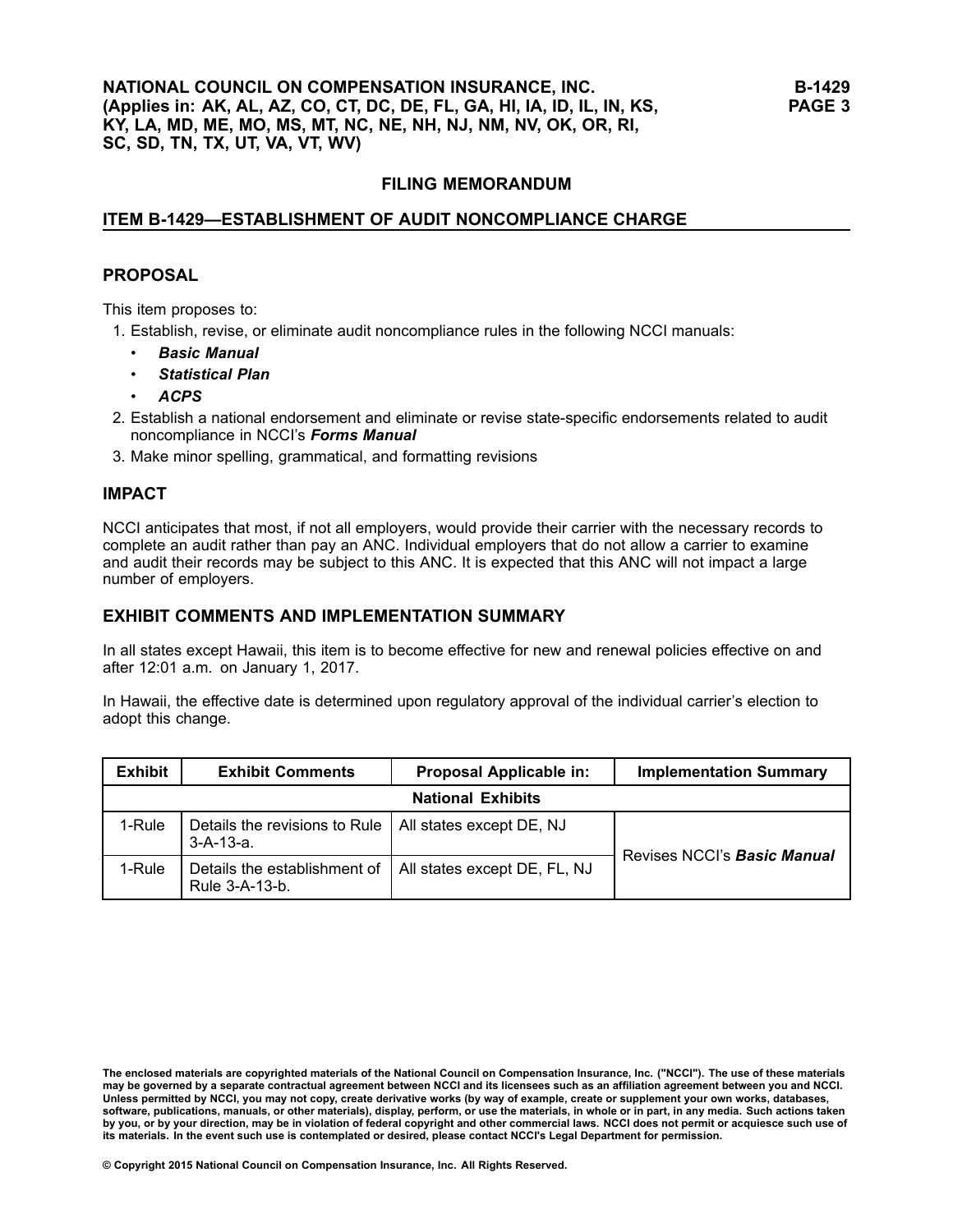NATIONAL COUNCIL ON COMPENSATION INSURANCE, INC.
(Applies in: AK, AL, AZ, CO, CT, DC, DE, FL, GA, HI, IA, ID, IL, IN, KS, KY, LA, MD, ME, MO, MS, MT, NC, NE, NH, NJ, NM, NV, OK, OR, RI, SC, SD, TN, TX, UT, VA, VT, WV)

## FILING MEMORANDUM

## ITEM B-1429—ESTABLISHMENT OF AUDIT NONCOMPLIANCE CHARGE

### PROPOSAL

This item proposes to:

1. Establish, revise, or eliminate audit noncompliance rules in the following NCCI manuals:
   - ***Basic Manual***
   - ***Statistical Plan***
   - ***ACPS***
2. Establish a national endorsement and eliminate or revise state-specific endorsements related to audit noncompliance in NCCI's ***Forms Manual***
3. Make minor spelling, grammatical, and formatting revisions

### IMPACT

NCCI anticipates that most, if not all employers, would provide their carrier with the necessary records to complete an audit rather than pay an ANC. Individual employers that do not allow a carrier to examine and audit their records may be subject to this ANC. It is expected that this ANC will not impact a large number of employers.

### EXHIBIT COMMENTS AND IMPLEMENTATION SUMMARY

In all states except Hawaii, this item is to become effective for new and renewal policies effective on and after 12:01 a.m. on January 1, 2017.

In Hawaii, the effective date is determined upon regulatory approval of the individual carrier's election to adopt this change.

| Exhibit | Exhibit Comments | Proposal Applicable in: | Implementation Summary |
|---|---|---|---|
| **National Exhibits** | | | |
| 1-Rule | Details the revisions to Rule 3-A-13-a. | All states except DE, NJ | Revises NCCI's ***Basic Manual*** |
| 1-Rule | Details the establishment of Rule 3-A-13-b. | All states except DE, FL, NJ | |

The enclosed materials are copyrighted materials of the National Council on Compensation Insurance, Inc. ("NCCI"). The use of these materials may be governed by a separate contractual agreement between NCCI and its licensees such as an affiliation agreement between you and NCCI. Unless permitted by NCCI, you may not copy, create derivative works (by way of example, create or supplement your own works, databases, software, publications, manuals, or other materials), display, perform, or use the materials, in whole or in part, in any media. Such actions taken by you, or by your direction, may be in violation of federal copyright and other commercial laws. NCCI does not permit or acquiesce such use of its materials. In the event such use is contemplated or desired, please contact NCCI's Legal Department for permission.

© Copyright 2015 National Council on Compensation Insurance, Inc. All Rights Reserved.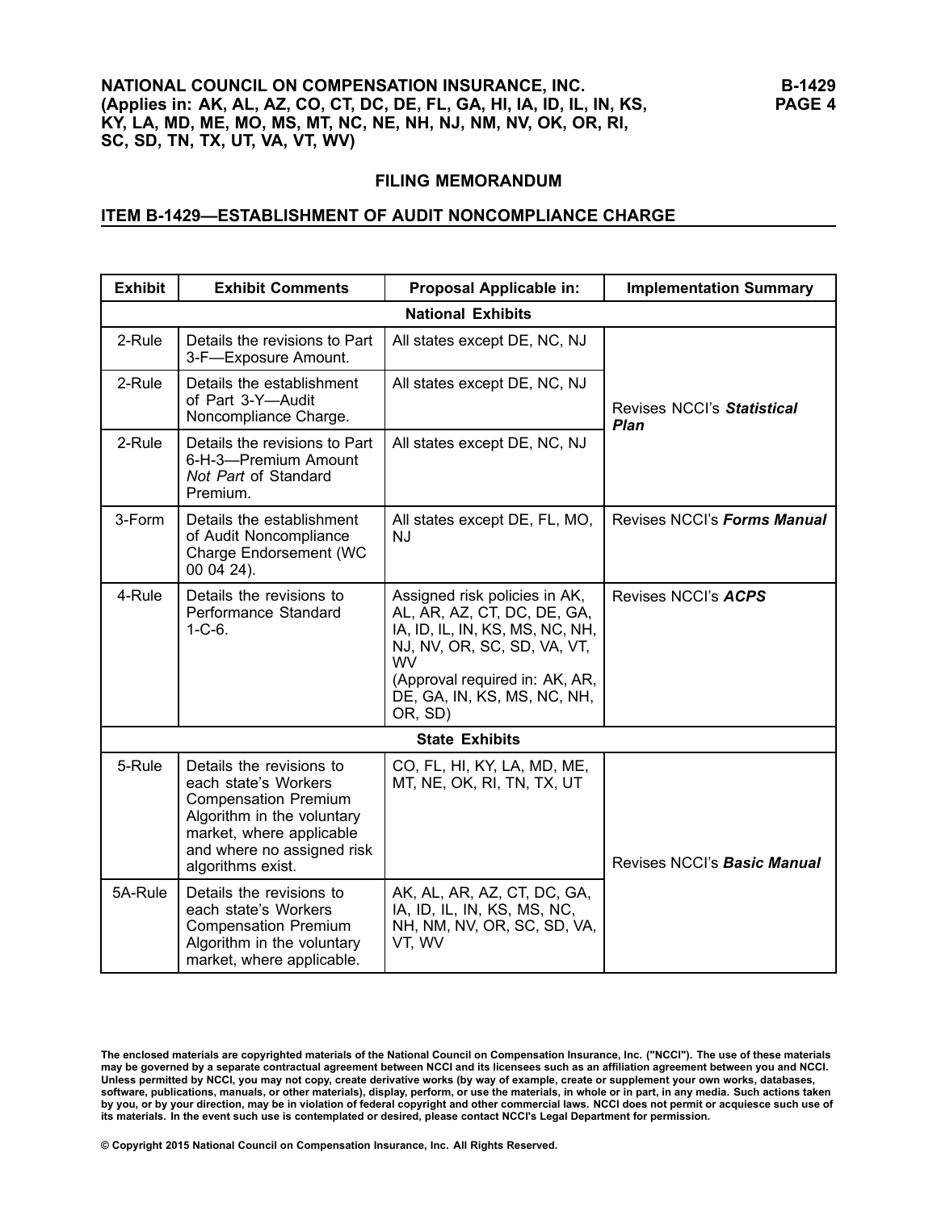# NATIONAL COUNCIL ON COMPENSATION INSURANCE, INC.

**(Applies in: AK, AL, AZ, CO, CT, DC, DE, FL, GA, HI, IA, ID, IL, IN, KS, KY, LA, MD, ME, MO, MS, MT, NC, NE, NH, NJ, NM, NV, OK, OR, RI, SC, SD, TN, TX, UT, VA, VT, WV)**

## FILING MEMORANDUM

## ITEM B-1429—ESTABLISHMENT OF AUDIT NONCOMPLIANCE CHARGE

| Exhibit | Exhibit Comments | Proposal Applicable in: | Implementation Summary |
|---|---|---|---|
| **National Exhibits** | | | |
| 2-Rule | Details the revisions to Part 3-F—Exposure Amount. | All states except DE, NC, NJ | Revises NCCI's ***Statistical Plan*** |
| 2-Rule | Details the establishment of Part 3-Y—Audit Noncompliance Charge. | All states except DE, NC, NJ | |
| 2-Rule | Details the revisions to Part 6-H-3—Premium Amount *Not Part* of Standard Premium. | All states except DE, NC, NJ | |
| 3-Form | Details the establishment of Audit Noncompliance Charge Endorsement (WC 00 04 24). | All states except DE, FL, MO, NJ | Revises NCCI's ***Forms Manual*** |
| 4-Rule | Details the revisions to Performance Standard 1-C-6. | Assigned risk policies in AK, AL, AR, AZ, CT, DC, DE, GA, IA, ID, IL, IN, KS, MS, NC, NH, NJ, NV, OR, SC, SD, VA, VT, WV (Approval required in: AK, AR, DE, GA, IN, KS, MS, NC, NH, OR, SD) | Revises NCCI's ***ACPS*** |
| **State Exhibits** | | | |
| 5-Rule | Details the revisions to each state's Workers Compensation Premium Algorithm in the voluntary market, where applicable and where no assigned risk algorithms exist. | CO, FL, HI, KY, LA, MD, ME, MT, NE, OK, RI, TN, TX, UT | Revises NCCI's ***Basic Manual*** |
| 5A-Rule | Details the revisions to each state's Workers Compensation Premium Algorithm in the voluntary market, where applicable. | AK, AL, AR, AZ, CT, DC, GA, IA, ID, IL, IN, KS, MS, NC, NH, NM, NV, OR, SC, SD, VA, VT, WV | |

**The enclosed materials are copyrighted materials of the National Council on Compensation Insurance, Inc. ("NCCI"). The use of these materials may be governed by a separate contractual agreement between NCCI and its licensees such as an affiliation agreement between you and NCCI. Unless permitted by NCCI, you may not copy, create derivative works (by way of example, create or supplement your own works, databases, software, publications, manuals, or other materials), display, perform, or use the materials, in whole or in part, in any media. Such actions taken by you, or by your direction, may be in violation of federal copyright and other commercial laws. NCCI does not permit or acquiesce such use of its materials. In the event such use is contemplated or desired, please contact NCCI's Legal Department for permission.**

**© Copyright 2015 National Council on Compensation Insurance, Inc. All Rights Reserved.**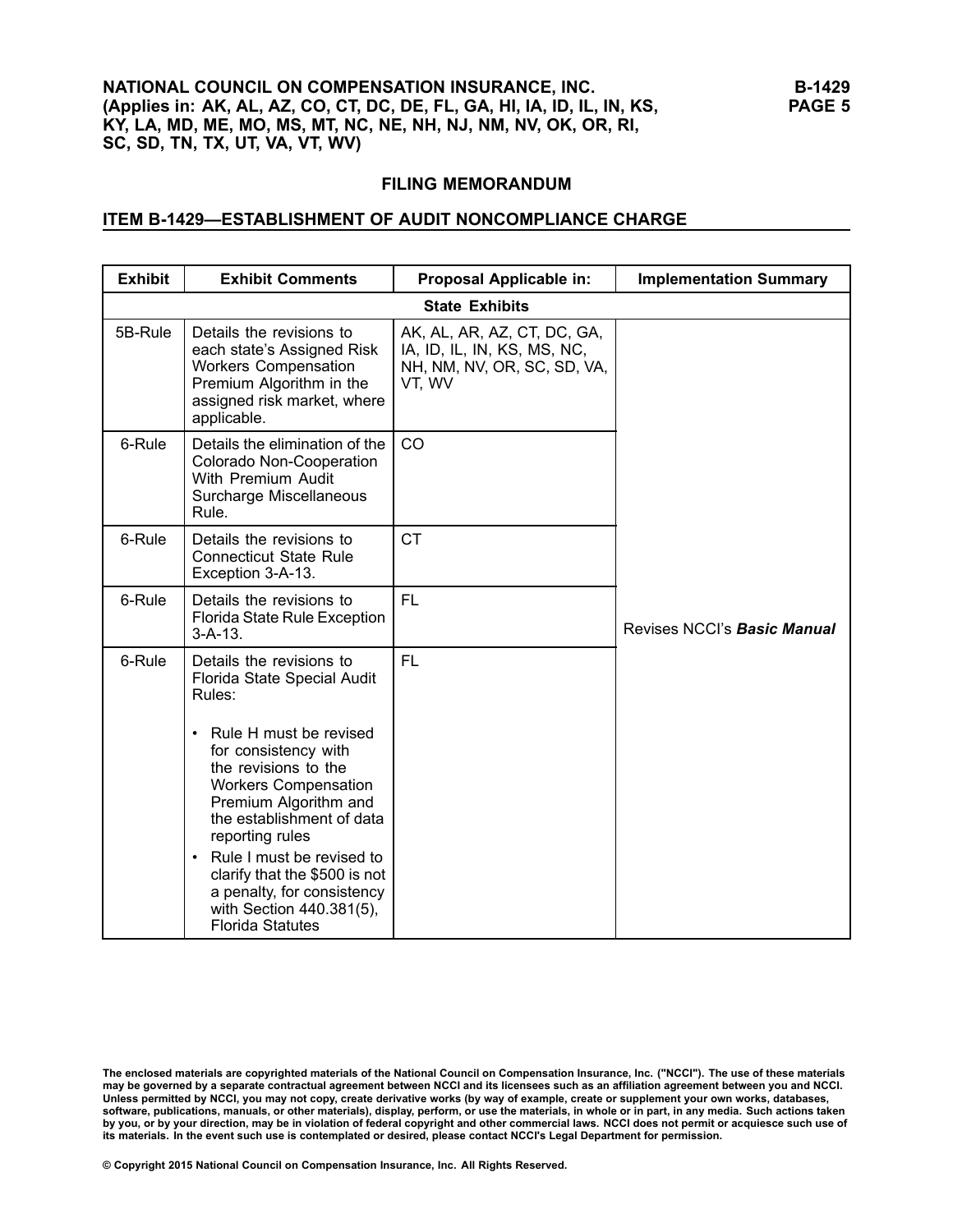## FILING MEMORANDUM

### ITEM B-1429—ESTABLISHMENT OF AUDIT NONCOMPLIANCE CHARGE

| Exhibit | Exhibit Comments | Proposal Applicable in: | Implementation Summary |
|---|---|---|---|
| **State Exhibits** | | | |
| 5B-Rule | Details the revisions to each state's Assigned Risk Workers Compensation Premium Algorithm in the assigned risk market, where applicable. | AK, AL, AR, AZ, CT, DC, GA, IA, ID, IL, IN, KS, MS, NC, NH, NM, NV, OR, SC, SD, VA, VT, WV | Revises NCCI's ***Basic Manual*** |
| 6-Rule | Details the elimination of the Colorado Non-Cooperation With Premium Audit Surcharge Miscellaneous Rule. | CO | |
| 6-Rule | Details the revisions to Connecticut State Rule Exception 3-A-13. | CT | |
| 6-Rule | Details the revisions to Florida State Rule Exception 3-A-13. | FL | |
| 6-Rule | Details the revisions to Florida State Special Audit Rules:<br>• Rule H must be revised for consistency with the revisions to the Workers Compensation Premium Algorithm and the establishment of data reporting rules<br>• Rule I must be revised to clarify that the $500 is not a penalty, for consistency with Section 440.381(5), Florida Statutes | FL | |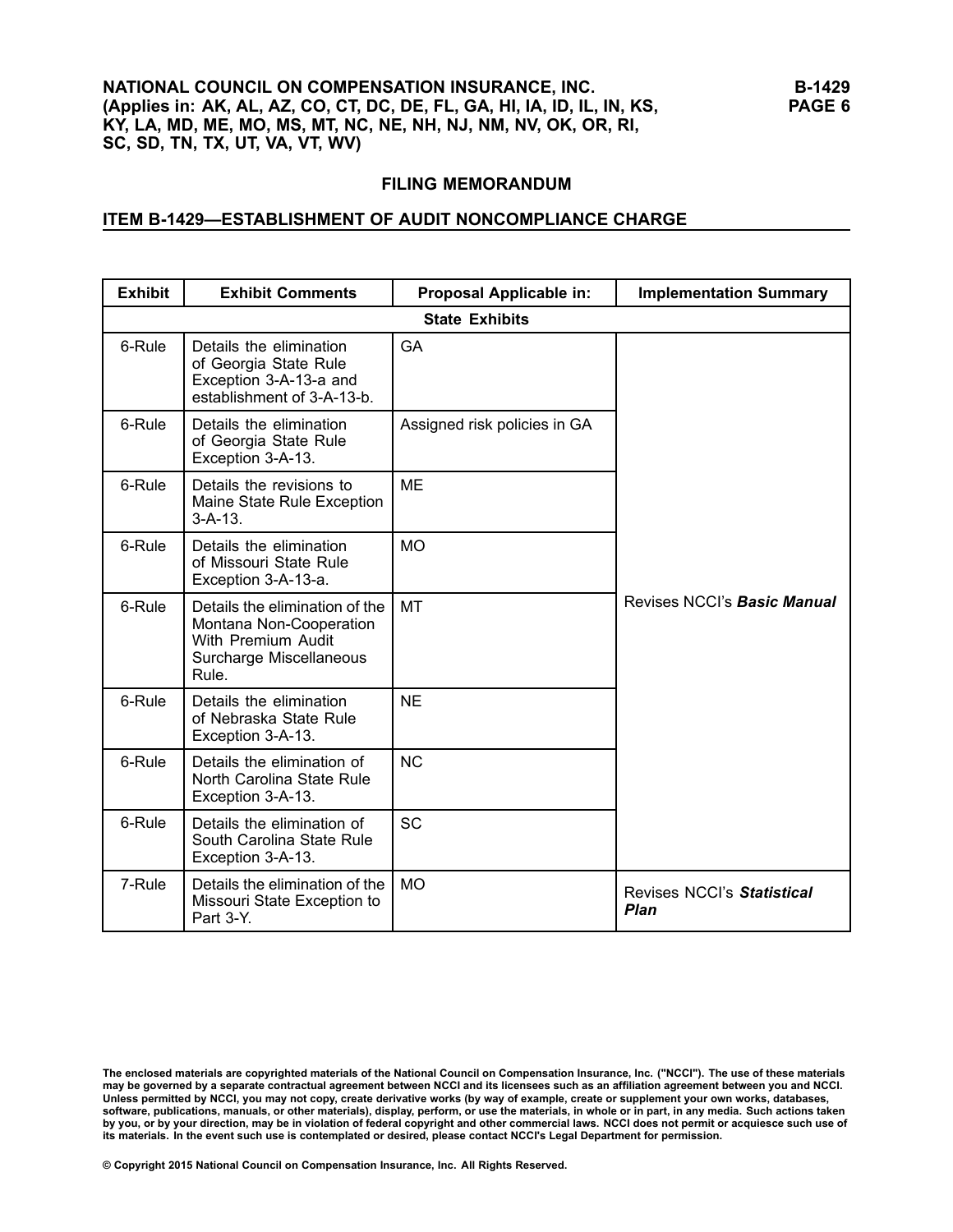## FILING MEMORANDUM

## ITEM B-1429—ESTABLISHMENT OF AUDIT NONCOMPLIANCE CHARGE

| Exhibit | Exhibit Comments | Proposal Applicable in: | Implementation Summary |
|---|---|---|---|
| **State Exhibits** | | | |
| 6-Rule | Details the elimination of Georgia State Rule Exception 3-A-13-a and establishment of 3-A-13-b. | GA | Revises NCCI's ***Basic Manual*** |
| 6-Rule | Details the elimination of Georgia State Rule Exception 3-A-13. | Assigned risk policies in GA | |
| 6-Rule | Details the revisions to Maine State Rule Exception 3-A-13. | ME | |
| 6-Rule | Details the elimination of Missouri State Rule Exception 3-A-13-a. | MO | |
| 6-Rule | Details the elimination of the Montana Non-Cooperation With Premium Audit Surcharge Miscellaneous Rule. | MT | |
| 6-Rule | Details the elimination of Nebraska State Rule Exception 3-A-13. | NE | |
| 6-Rule | Details the elimination of North Carolina State Rule Exception 3-A-13. | NC | |
| 6-Rule | Details the elimination of South Carolina State Rule Exception 3-A-13. | SC | |
| 7-Rule | Details the elimination of the Missouri State Exception to Part 3-Y. | MO | Revises NCCI's ***Statistical Plan*** |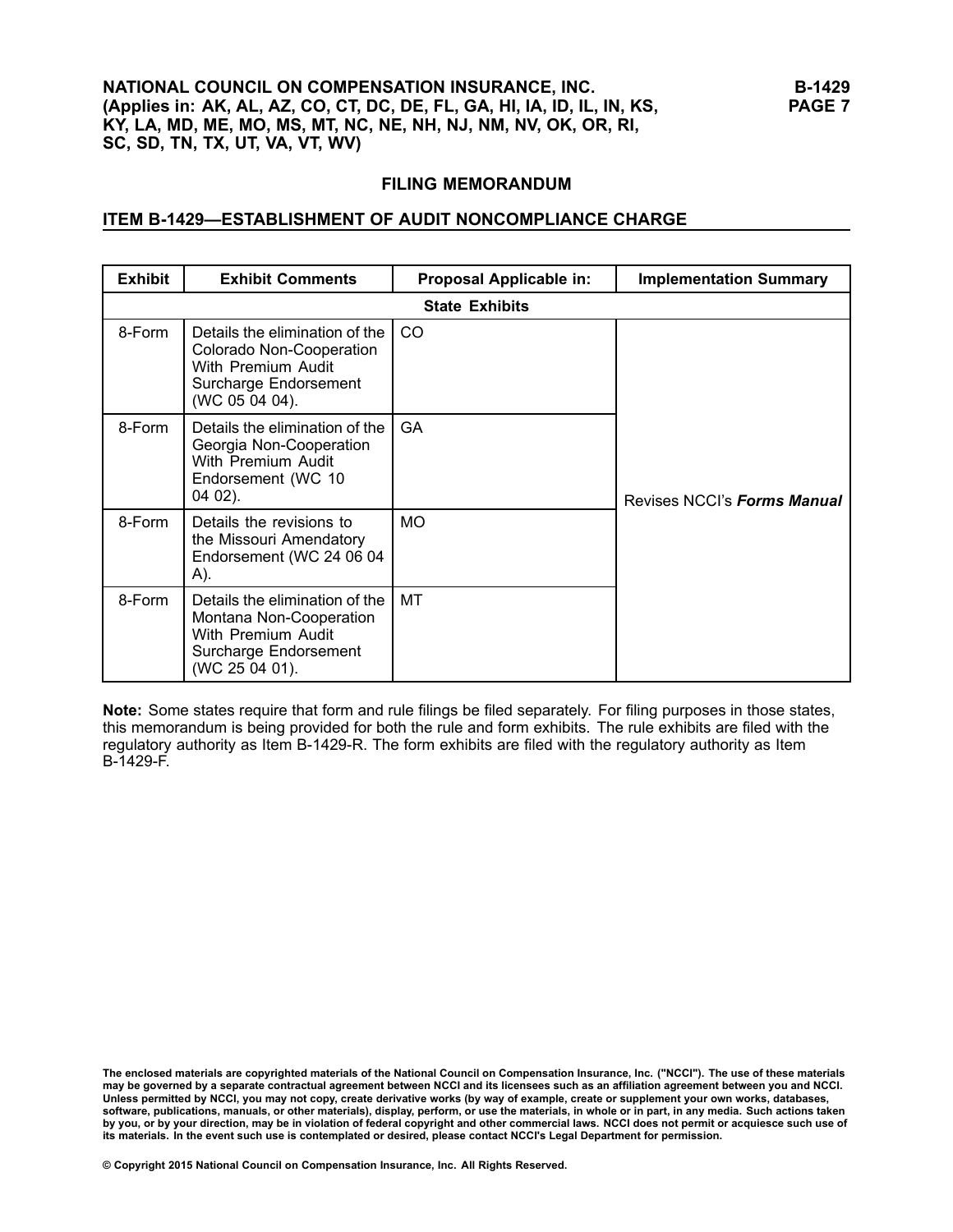## FILING MEMORANDUM

## ITEM B-1429—ESTABLISHMENT OF AUDIT NONCOMPLIANCE CHARGE

| Exhibit | Exhibit Comments | Proposal Applicable in: | Implementation Summary |
|---|---|---|---|
| **State Exhibits** | | | |
| 8-Form | Details the elimination of the Colorado Non-Cooperation With Premium Audit Surcharge Endorsement (WC 05 04 04). | CO | Revises NCCI's ***Forms Manual*** |
| 8-Form | Details the elimination of the Georgia Non-Cooperation With Premium Audit Endorsement (WC 10 04 02). | GA | |
| 8-Form | Details the revisions to the Missouri Amendatory Endorsement (WC 24 06 04 A). | MO | |
| 8-Form | Details the elimination of the Montana Non-Cooperation With Premium Audit Surcharge Endorsement (WC 25 04 01). | MT | |

**Note:** Some states require that form and rule filings be filed separately. For filing purposes in those states, this memorandum is being provided for both the rule and form exhibits. The rule exhibits are filed with the regulatory authority as Item B-1429-R. The form exhibits are filed with the regulatory authority as Item B-1429-F.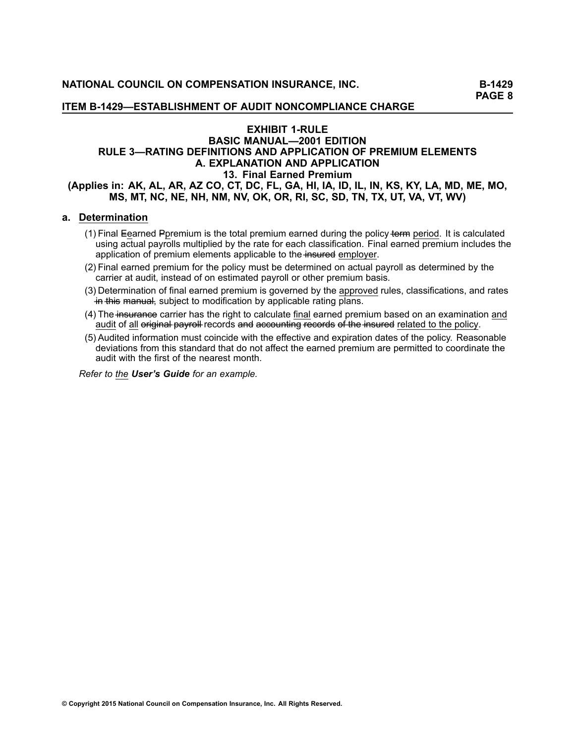## EXHIBIT 1-RULE
## BASIC MANUAL—2001 EDITION
## RULE 3—RATING DEFINITIONS AND APPLICATION OF PREMIUM ELEMENTS
## A. EXPLANATION AND APPLICATION
## 13. Final Earned Premium
### (Applies in: AK, AL, AR, AZ CO, CT, DC, FL, GA, HI, IA, ID, IL, IN, KS, KY, LA, MD, ME, MO, MS, MT, NC, NE, NH, NM, NV, OK, OR, RI, SC, SD, TN, TX, UT, VA, VT, WV)

**a. Determination**

(1) Final ~~E~~earned ~~P~~premium is the total premium earned during the policy ~~term~~ period. It is calculated using actual payrolls multiplied by the rate for each classification. Final earned premium includes the application of premium elements applicable to the ~~insured~~ employer.

(2) Final earned premium for the policy must be determined on actual payroll as determined by the carrier at audit, instead of on estimated payroll or other premium basis.

(3) Determination of final earned premium is governed by the approved rules, classifications, and rates ~~in this manual,~~ subject to modification by applicable rating plans.

(4) The ~~insurance~~ carrier has the right to calculate final earned premium based on an examination and audit of all ~~original payroll~~ records ~~and accounting records of the insured~~ related to the policy.

(5) Audited information must coincide with the effective and expiration dates of the policy. Reasonable deviations from this standard that do not affect the earned premium are permitted to coordinate the audit with the first of the nearest month.

*Refer to the **User's Guide** for an example.*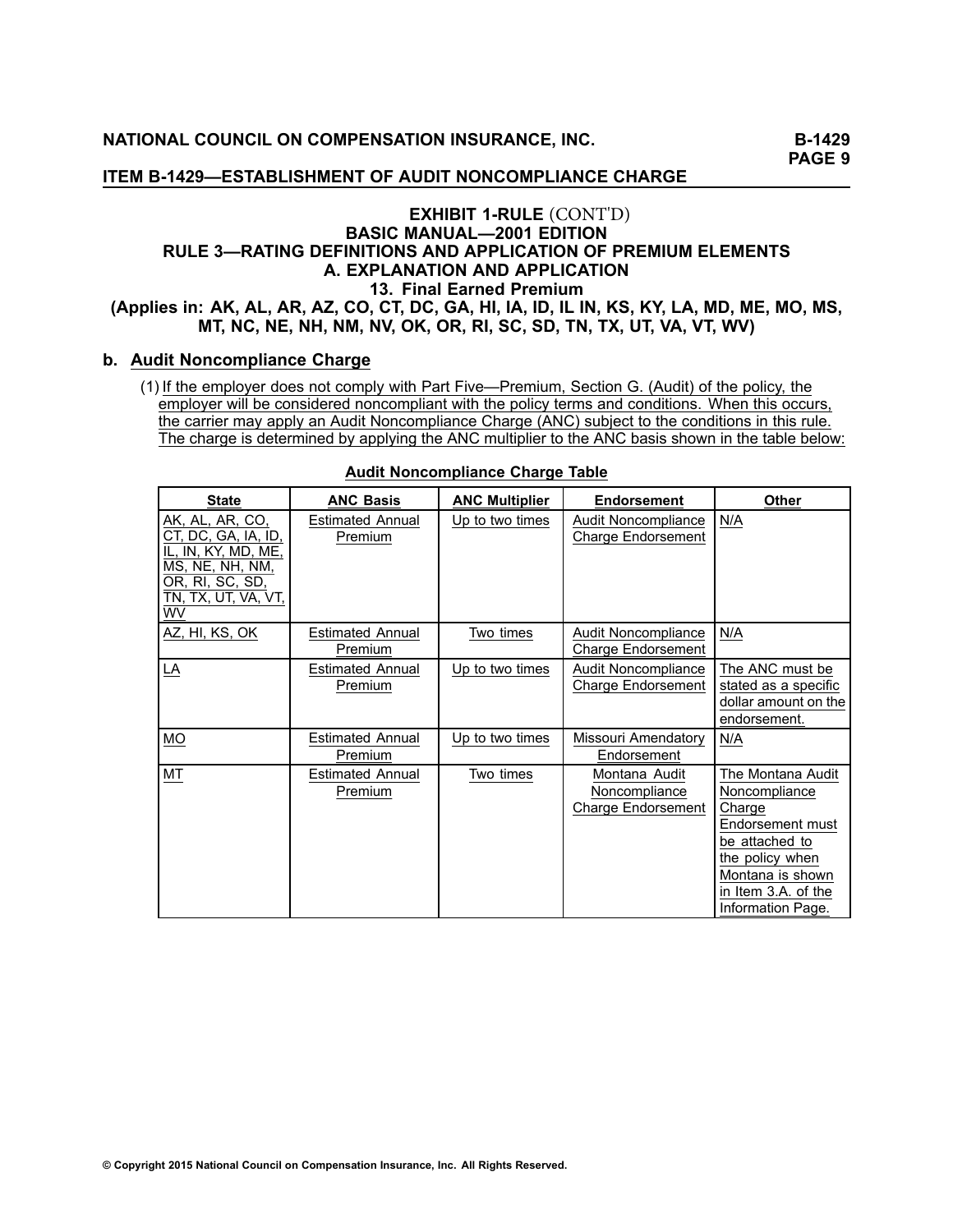### EXHIBIT 1-RULE (CONT'D)
### BASIC MANUAL—2001 EDITION
### RULE 3—RATING DEFINITIONS AND APPLICATION OF PREMIUM ELEMENTS
### A. EXPLANATION AND APPLICATION
### 13. Final Earned Premium
### (Applies in: AK, AL, AR, AZ, CO, CT, DC, GA, HI, IA, ID, IL IN, KS, KY, LA, MD, ME, MO, MS, MT, NC, NE, NH, NM, NV, OK, OR, RI, SC, SD, TN, TX, UT, VA, VT, WV)

**b. Audit Noncompliance Charge**

(1) If the employer does not comply with Part Five—Premium, Section G. (Audit) of the policy, the employer will be considered noncompliant with the policy terms and conditions. When this occurs, the carrier may apply an Audit Noncompliance Charge (ANC) subject to the conditions in this rule. The charge is determined by applying the ANC multiplier to the ANC basis shown in the table below:

**Audit Noncompliance Charge Table**

| State | ANC Basis | ANC Multiplier | Endorsement | Other |
|---|---|---|---|---|
| AK, AL, AR, CO, CT, DC, GA, IA, ID, IL, IN, KY, MD, ME, MS, NE, NH, NM, OR, RI, SC, SD, TN, TX, UT, VA, VT, WV | Estimated Annual Premium | Up to two times | Audit Noncompliance Charge Endorsement | N/A |
| AZ, HI, KS, OK | Estimated Annual Premium | Two times | Audit Noncompliance Charge Endorsement | N/A |
| LA | Estimated Annual Premium | Up to two times | Audit Noncompliance Charge Endorsement | The ANC must be stated as a specific dollar amount on the endorsement. |
| MO | Estimated Annual Premium | Up to two times | Missouri Amendatory Endorsement | N/A |
| MT | Estimated Annual Premium | Two times | Montana Audit Noncompliance Charge Endorsement | The Montana Audit Noncompliance Charge Endorsement must be attached to the policy when Montana is shown in Item 3.A. of the Information Page. |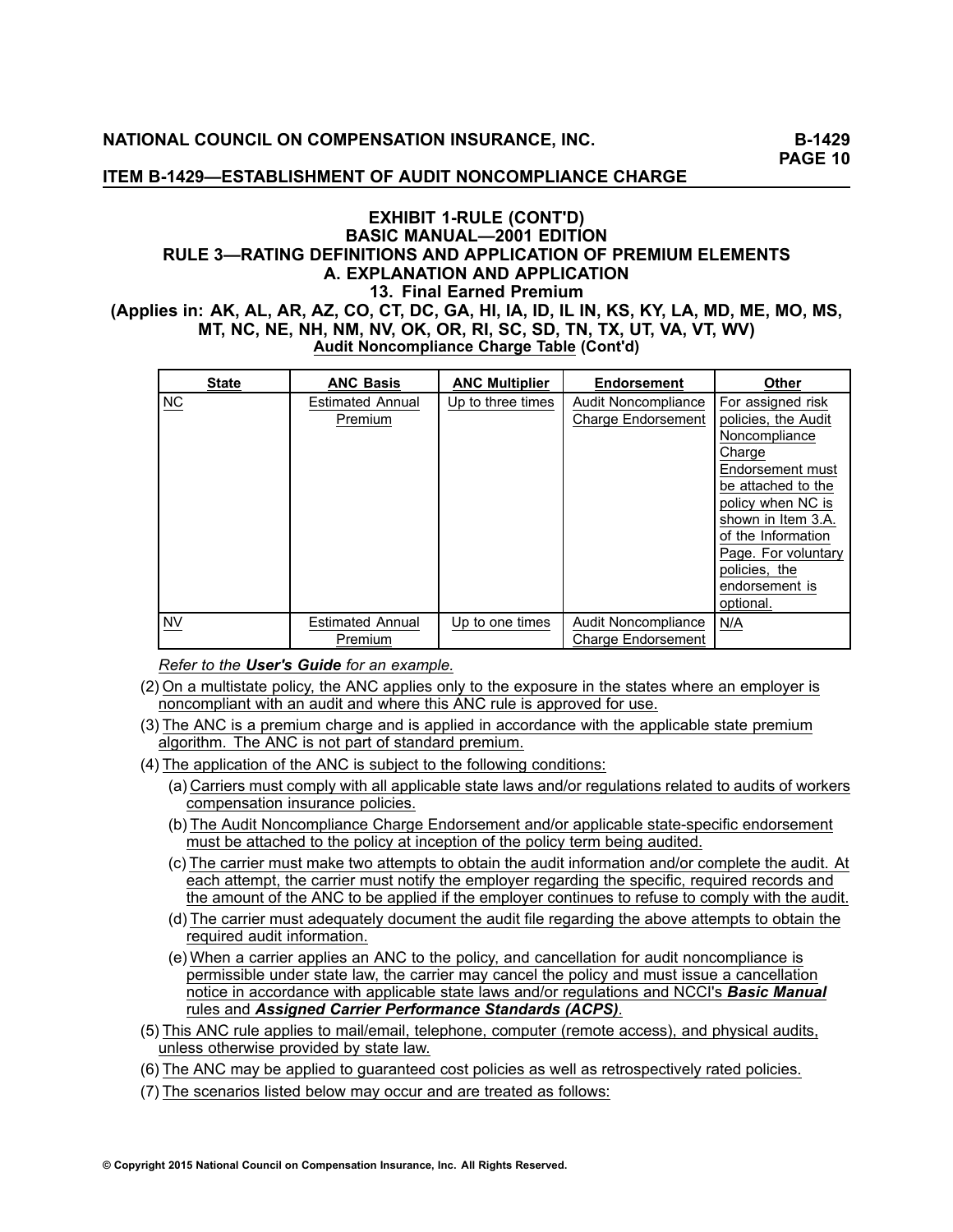## ITEM B-1429—ESTABLISHMENT OF AUDIT NONCOMPLIANCE CHARGE

### EXHIBIT 1-RULE (CONT'D)
### BASIC MANUAL—2001 EDITION
### RULE 3—RATING DEFINITIONS AND APPLICATION OF PREMIUM ELEMENTS
### A. EXPLANATION AND APPLICATION
### 13. Final Earned Premium

**(Applies in: AK, AL, AR, AZ, CO, CT, DC, GA, HI, IA, ID, IL IN, KS, KY, LA, MD, ME, MO, MS, MT, NC, NE, NH, NM, NV, OK, OR, RI, SC, SD, TN, TX, UT, VA, VT, WV)**

**Audit Noncompliance Charge Table (Cont'd)**

| State | ANC Basis | ANC Multiplier | Endorsement | Other |
|---|---|---|---|---|
| NC | Estimated Annual Premium | Up to three times | Audit Noncompliance Charge Endorsement | For assigned risk policies, the Audit Noncompliance Charge Endorsement must be attached to the policy when NC is shown in Item 3.A. of the Information Page. For voluntary policies, the endorsement is optional. |
| NV | Estimated Annual Premium | Up to one times | Audit Noncompliance Charge Endorsement | N/A |

*Refer to the **User's Guide** for an example.*

(2) On a multistate policy, the ANC applies only to the exposure in the states where an employer is noncompliant with an audit and where this ANC rule is approved for use.

(3) The ANC is a premium charge and is applied in accordance with the applicable state premium algorithm. The ANC is not part of standard premium.

(4) The application of the ANC is subject to the following conditions:

- (a) Carriers must comply with all applicable state laws and/or regulations related to audits of workers compensation insurance policies.
- (b) The Audit Noncompliance Charge Endorsement and/or applicable state-specific endorsement must be attached to the policy at inception of the policy term being audited.
- (c) The carrier must make two attempts to obtain the audit information and/or complete the audit. At each attempt, the carrier must notify the employer regarding the specific, required records and the amount of the ANC to be applied if the employer continues to refuse to comply with the audit.
- (d) The carrier must adequately document the audit file regarding the above attempts to obtain the required audit information.
- (e) When a carrier applies an ANC to the policy, and cancellation for audit noncompliance is permissible under state law, the carrier may cancel the policy and must issue a cancellation notice in accordance with applicable state laws and/or regulations and NCCI's ***Basic Manual*** rules and ***Assigned Carrier Performance Standards (ACPS)***.

(5) This ANC rule applies to mail/email, telephone, computer (remote access), and physical audits, unless otherwise provided by state law.

(6) The ANC may be applied to guaranteed cost policies as well as retrospectively rated policies.

(7) The scenarios listed below may occur and are treated as follows: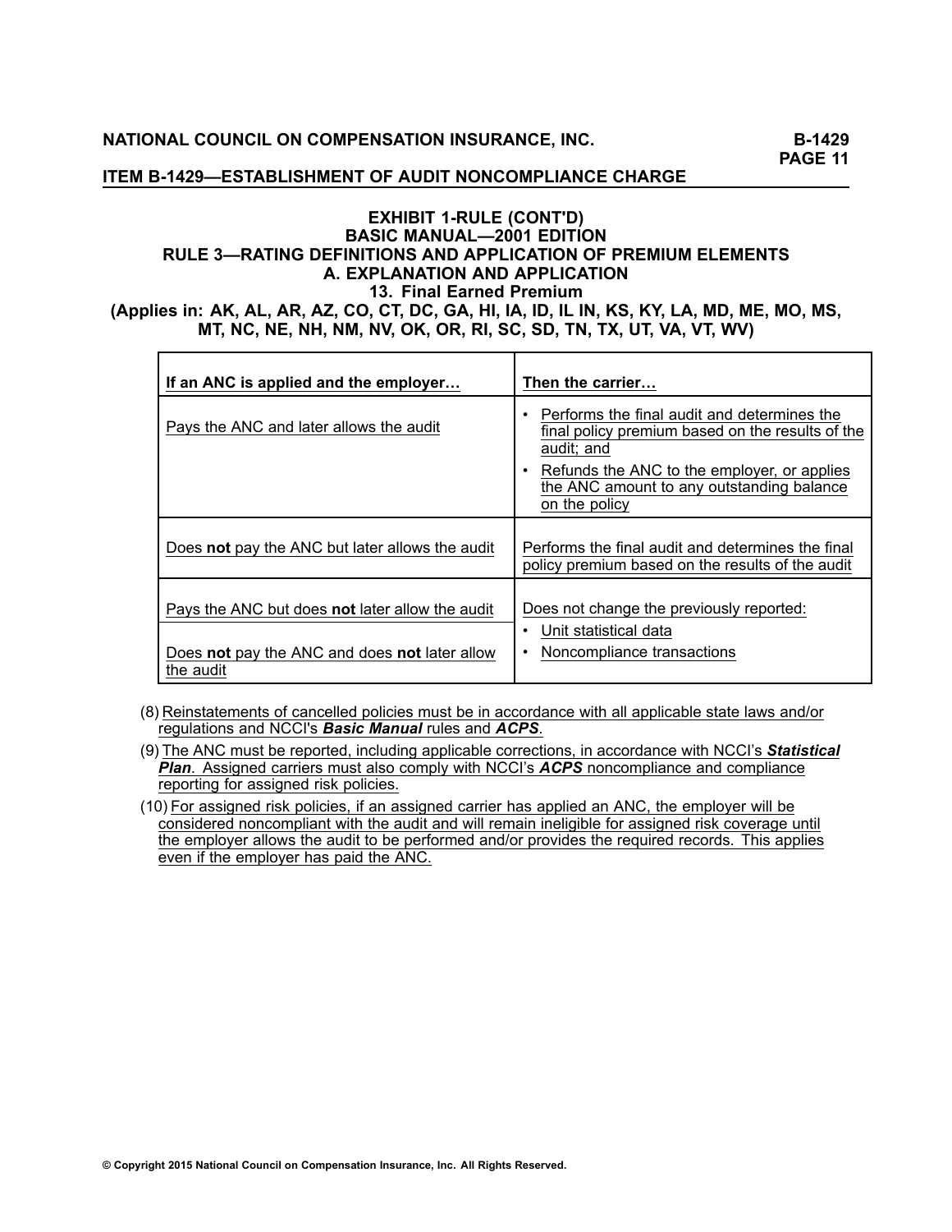## EXHIBIT 1-RULE (CONT'D)
## BASIC MANUAL—2001 EDITION
## RULE 3—RATING DEFINITIONS AND APPLICATION OF PREMIUM ELEMENTS
## A. EXPLANATION AND APPLICATION
### 13. Final Earned Premium
### (Applies in: AK, AL, AR, AZ, CO, CT, DC, GA, HI, IA, ID, IL IN, KS, KY, LA, MD, ME, MO, MS, MT, NC, NE, NH, NM, NV, OK, OR, RI, SC, SD, TN, TX, UT, VA, VT, WV)

| If an ANC is applied and the employer… | Then the carrier… |
|---|---|
| Pays the ANC and later allows the audit | • Performs the final audit and determines the final policy premium based on the results of the audit; and<br>• Refunds the ANC to the employer, or applies the ANC amount to any outstanding balance on the policy |
| Does **not** pay the ANC but later allows the audit | Performs the final audit and determines the final policy premium based on the results of the audit |
| Pays the ANC but does **not** later allow the audit | Does not change the previously reported:<br>• Unit statistical data<br>• Noncompliance transactions |
| Does **not** pay the ANC and does **not** later allow the audit | |

(8) Reinstatements of cancelled policies must be in accordance with all applicable state laws and/or regulations and NCCI's ***Basic Manual*** rules and ***ACPS***.

(9) The ANC must be reported, including applicable corrections, in accordance with NCCI's ***Statistical Plan***. Assigned carriers must also comply with NCCI's ***ACPS*** noncompliance and compliance reporting for assigned risk policies.

(10) For assigned risk policies, if an assigned carrier has applied an ANC, the employer will be considered noncompliant with the audit and will remain ineligible for assigned risk coverage until the employer allows the audit to be performed and/or provides the required records. This applies even if the employer has paid the ANC.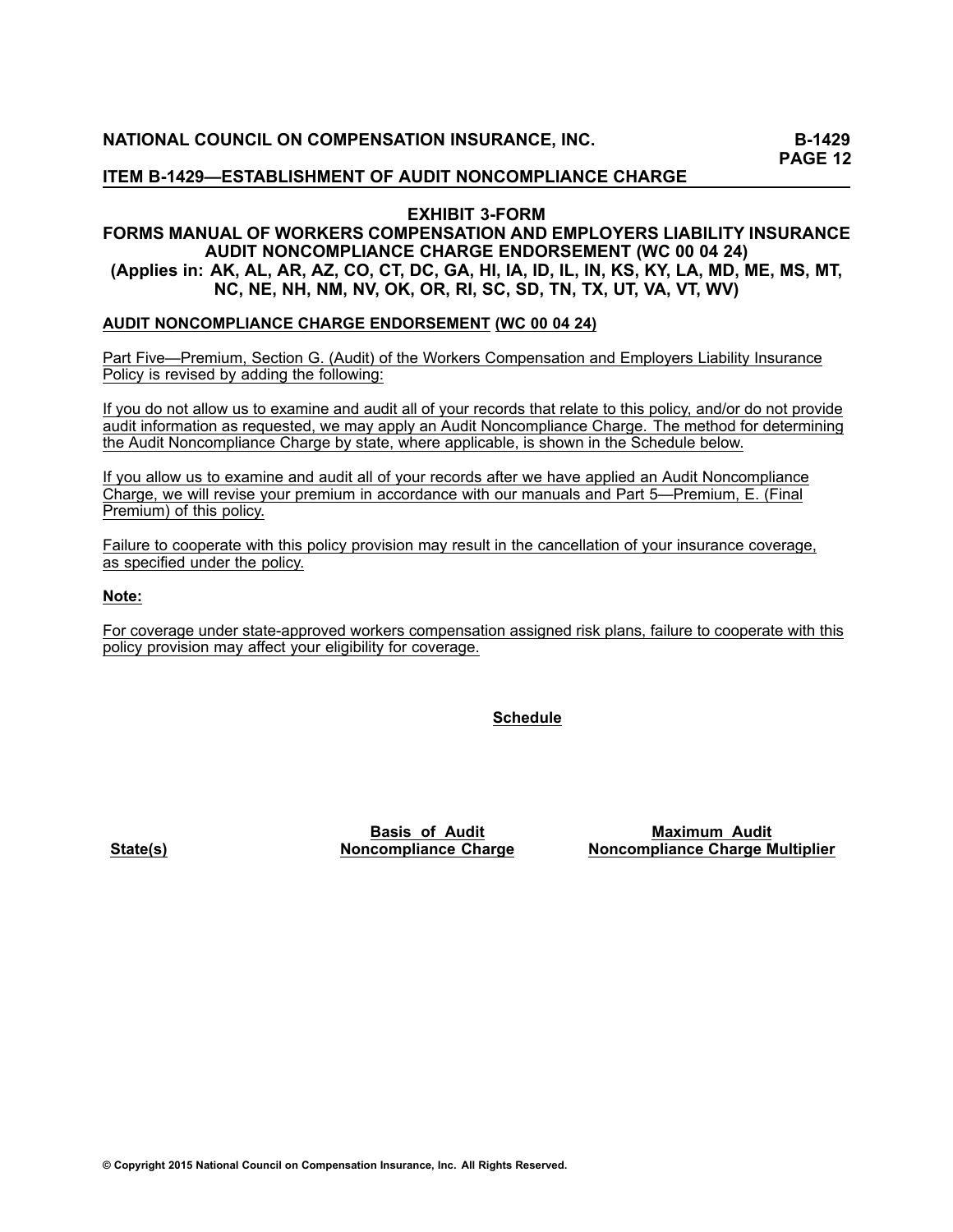## ITEM B-1429—ESTABLISHMENT OF AUDIT NONCOMPLIANCE CHARGE

### EXHIBIT 3-FORM
### FORMS MANUAL OF WORKERS COMPENSATION AND EMPLOYERS LIABILITY INSURANCE AUDIT NONCOMPLIANCE CHARGE ENDORSEMENT (WC 00 04 24)
### (Applies in: AK, AL, AR, AZ, CO, CT, DC, GA, HI, IA, ID, IL, IN, KS, KY, LA, MD, ME, MS, MT, NC, NE, NH, NM, NV, OK, OR, RI, SC, SD, TN, TX, UT, VA, VT, WV)

**AUDIT NONCOMPLIANCE CHARGE ENDORSEMENT (WC 00 04 24)**

Part Five—Premium, Section G. (Audit) of the Workers Compensation and Employers Liability Insurance Policy is revised by adding the following:

If you do not allow us to examine and audit all of your records that relate to this policy, and/or do not provide audit information as requested, we may apply an Audit Noncompliance Charge. The method for determining the Audit Noncompliance Charge by state, where applicable, is shown in the Schedule below.

If you allow us to examine and audit all of your records after we have applied an Audit Noncompliance Charge, we will revise your premium in accordance with our manuals and Part 5—Premium, E. (Final Premium) of this policy.

Failure to cooperate with this policy provision may result in the cancellation of your insurance coverage, as specified under the policy.

**Note:**

For coverage under state-approved workers compensation assigned risk plans, failure to cooperate with this policy provision may affect your eligibility for coverage.

**Schedule**

| State(s) | Basis of Audit Noncompliance Charge | Maximum Audit Noncompliance Charge Multiplier |
|---|---|---|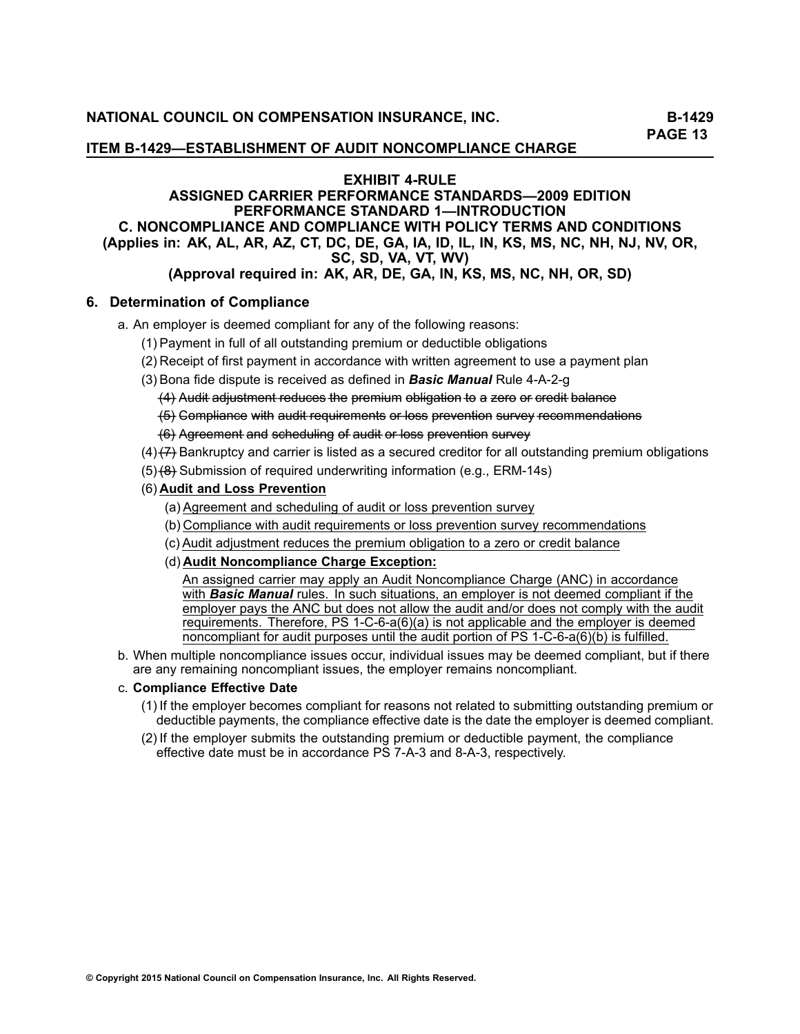# EXHIBIT 4-RULE
## ASSIGNED CARRIER PERFORMANCE STANDARDS—2009 EDITION
## PERFORMANCE STANDARD 1—INTRODUCTION
## C. NONCOMPLIANCE AND COMPLIANCE WITH POLICY TERMS AND CONDITIONS
### (Applies in: AK, AL, AR, AZ, CT, DC, DE, GA, IA, ID, IL, IN, KS, MS, NC, NH, NJ, NV, OR, SC, SD, VA, VT, WV)
### (Approval required in: AK, AR, DE, GA, IN, KS, MS, NC, NH, OR, SD)

**6. Determination of Compliance**

a. An employer is deemed compliant for any of the following reasons:

(1) Payment in full of all outstanding premium or deductible obligations

(2) Receipt of first payment in accordance with written agreement to use a payment plan

(3) Bona fide dispute is received as defined in ***Basic Manual*** Rule 4-A-2-g

~~(4) Audit adjustment reduces the premium obligation to a zero or credit balance~~

~~(5) Compliance with audit requirements or loss prevention survey recommendations~~

~~(6) Agreement and scheduling of audit or loss prevention survey~~

(4) ~~(7)~~ Bankruptcy and carrier is listed as a secured creditor for all outstanding premium obligations

(5) ~~(8)~~ Submission of required underwriting information (e.g., ERM-14s)

(6) **Audit and Loss Prevention**

(a) Agreement and scheduling of audit or loss prevention survey

(b) Compliance with audit requirements or loss prevention survey recommendations

(c) Audit adjustment reduces the premium obligation to a zero or credit balance

(d) **Audit Noncompliance Charge Exception:**

An assigned carrier may apply an Audit Noncompliance Charge (ANC) in accordance with ***Basic Manual*** rules. In such situations, an employer is not deemed compliant if the employer pays the ANC but does not allow the audit and/or does not comply with the audit requirements. Therefore, PS 1-C-6-a(6)(a) is not applicable and the employer is deemed noncompliant for audit purposes until the audit portion of PS 1-C-6-a(6)(b) is fulfilled.

b. When multiple noncompliance issues occur, individual issues may be deemed compliant, but if there are any remaining noncompliant issues, the employer remains noncompliant.

c. **Compliance Effective Date**

(1) If the employer becomes compliant for reasons not related to submitting outstanding premium or deductible payments, the compliance effective date is the date the employer is deemed compliant.

(2) If the employer submits the outstanding premium or deductible payment, the compliance effective date must be in accordance PS 7-A-3 and 8-A-3, respectively.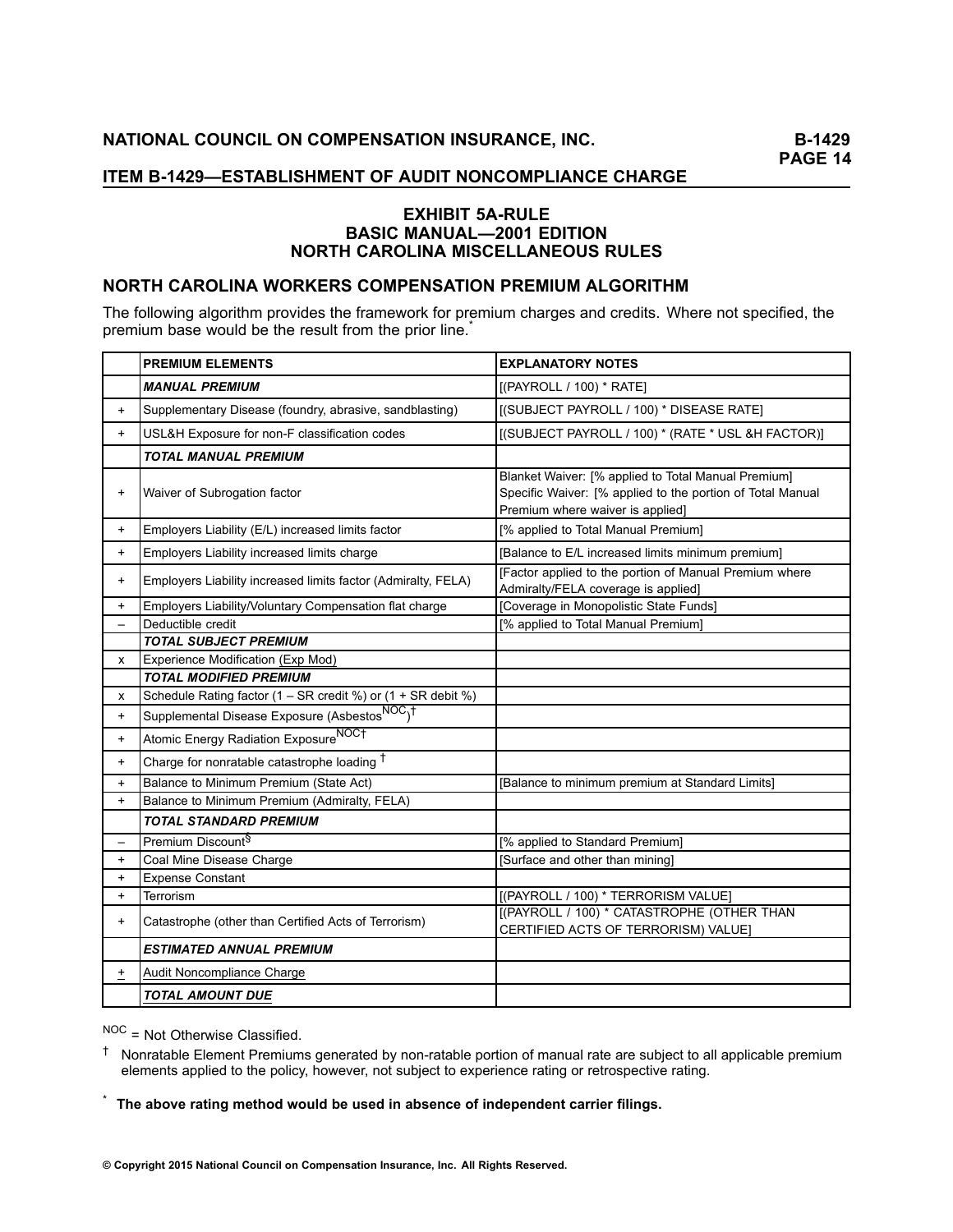## ITEM B-1429—ESTABLISHMENT OF AUDIT NONCOMPLIANCE CHARGE

### EXHIBIT 5A-RULE
### BASIC MANUAL—2001 EDITION
### NORTH CAROLINA MISCELLANEOUS RULES

## NORTH CAROLINA WORKERS COMPENSATION PREMIUM ALGORITHM

The following algorithm provides the framework for premium charges and credits. Where not specified, the premium base would be the result from the prior line.*

| | PREMIUM ELEMENTS | EXPLANATORY NOTES |
|---|---|---|
| | ***MANUAL PREMIUM*** | [(PAYROLL / 100) * RATE] |
| + | Supplementary Disease (foundry, abrasive, sandblasting) | [(SUBJECT PAYROLL / 100) * DISEASE RATE] |
| + | USL&H Exposure for non-F classification codes | [(SUBJECT PAYROLL / 100) * (RATE * USL &H FACTOR)] |
| | ***TOTAL MANUAL PREMIUM*** | |
| + | Waiver of Subrogation factor | Blanket Waiver: [% applied to Total Manual Premium] Specific Waiver: [% applied to the portion of Total Manual Premium where waiver is applied] |
| + | Employers Liability (E/L) increased limits factor | [% applied to Total Manual Premium] |
| + | Employers Liability increased limits charge | [Balance to E/L increased limits minimum premium] |
| + | Employers Liability increased limits factor (Admiralty, FELA) | [Factor applied to the portion of Manual Premium where Admiralty/FELA coverage is applied] |
| + | Employers Liability/Voluntary Compensation flat charge | [Coverage in Monopolistic State Funds] |
| – | Deductible credit | [% applied to Total Manual Premium] |
| | ***TOTAL SUBJECT PREMIUM*** | |
| x | Experience Modification (Exp Mod) | |
| | ***TOTAL MODIFIED PREMIUM*** | |
| x | Schedule Rating factor (1 – SR credit %) or (1 + SR debit %) | |
| + | Supplemental Disease Exposure (Asbestos[NOC])† | |
| + | Atomic Energy Radiation Exposure[NOC]† | |
| + | Charge for nonratable catastrophe loading † | |
| + | Balance to Minimum Premium (State Act) | [Balance to minimum premium at Standard Limits] |
| + | Balance to Minimum Premium (Admiralty, FELA) | |
| | ***TOTAL STANDARD PREMIUM*** | |
| – | Premium Discount§ | [% applied to Standard Premium] |
| + | Coal Mine Disease Charge | [Surface and other than mining] |
| + | Expense Constant | |
| + | Terrorism | [(PAYROLL / 100) * TERRORISM VALUE] |
| + | Catastrophe (other than Certified Acts of Terrorism) | [(PAYROLL / 100) * CATASTROPHE (OTHER THAN CERTIFIED ACTS OF TERRORISM) VALUE] |
| | ***ESTIMATED ANNUAL PREMIUM*** | |
| ± | Audit Noncompliance Charge | |
| | ***TOTAL AMOUNT DUE*** | |

NOC = Not Otherwise Classified.

† Nonratable Element Premiums generated by non-ratable portion of manual rate are subject to all applicable premium elements applied to the policy, however, not subject to experience rating or retrospective rating.

\* **The above rating method would be used in absence of independent carrier filings.**

**© Copyright 2015 National Council on Compensation Insurance, Inc. All Rights Reserved.**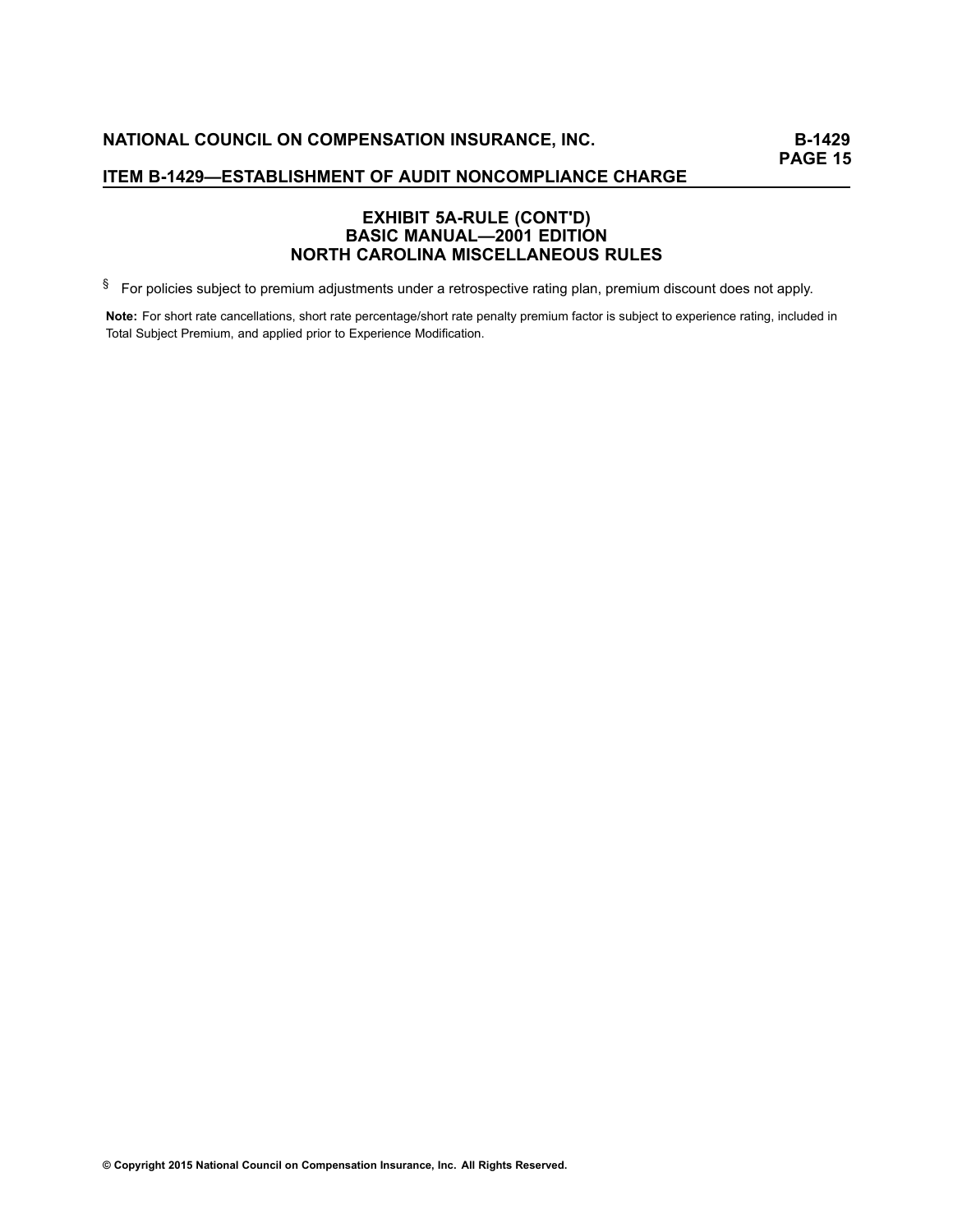## EXHIBIT 5A-RULE (CONT'D)
## BASIC MANUAL—2001 EDITION
## NORTH CAROLINA MISCELLANEOUS RULES

§ For policies subject to premium adjustments under a retrospective rating plan, premium discount does not apply.

**Note:** For short rate cancellations, short rate percentage/short rate penalty premium factor is subject to experience rating, included in Total Subject Premium, and applied prior to Experience Modification.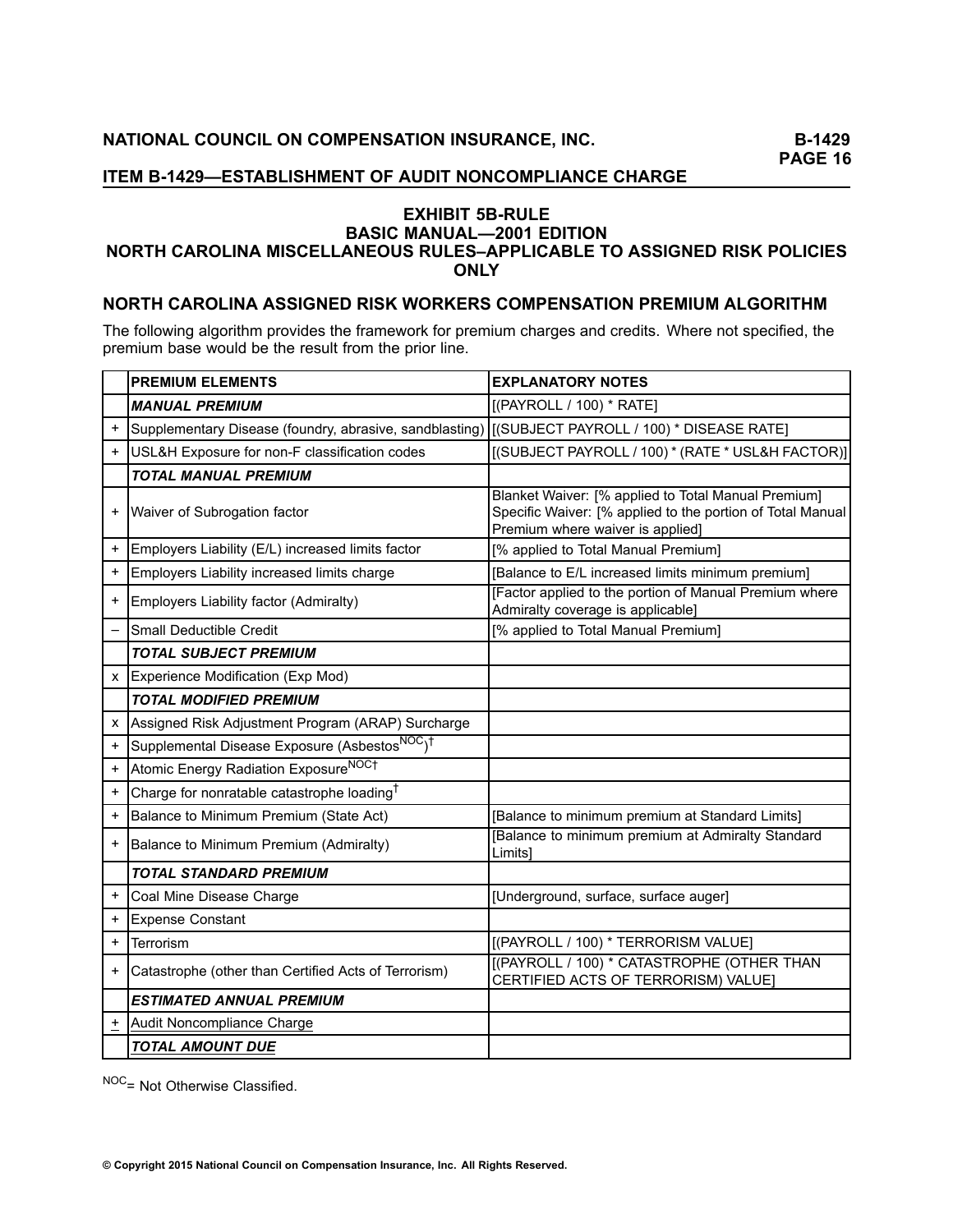## ITEM B-1429—ESTABLISHMENT OF AUDIT NONCOMPLIANCE CHARGE

### EXHIBIT 5B-RULE
### BASIC MANUAL—2001 EDITION
### NORTH CAROLINA MISCELLANEOUS RULES–APPLICABLE TO ASSIGNED RISK POLICIES ONLY

### NORTH CAROLINA ASSIGNED RISK WORKERS COMPENSATION PREMIUM ALGORITHM

The following algorithm provides the framework for premium charges and credits. Where not specified, the premium base would be the result from the prior line.

| | PREMIUM ELEMENTS | EXPLANATORY NOTES |
|---|---|---|
| | ***MANUAL PREMIUM*** | [(PAYROLL / 100) * RATE] |
| + | Supplementary Disease (foundry, abrasive, sandblasting) | [(SUBJECT PAYROLL / 100) * DISEASE RATE] |
| + | USL&H Exposure for non-F classification codes | [(SUBJECT PAYROLL / 100) * (RATE * USL&H FACTOR)] |
| | ***TOTAL MANUAL PREMIUM*** | |
| + | Waiver of Subrogation factor | Blanket Waiver: [% applied to Total Manual Premium] Specific Waiver: [% applied to the portion of Total Manual Premium where waiver is applied] |
| + | Employers Liability (E/L) increased limits factor | [% applied to Total Manual Premium] |
| + | Employers Liability increased limits charge | [Balance to E/L increased limits minimum premium] |
| + | Employers Liability factor (Admiralty) | [Factor applied to the portion of Manual Premium where Admiralty coverage is applicable] |
| – | Small Deductible Credit | [% applied to Total Manual Premium] |
| | ***TOTAL SUBJECT PREMIUM*** | |
| x | Experience Modification (Exp Mod) | |
| | ***TOTAL MODIFIED PREMIUM*** | |
| x | Assigned Risk Adjustment Program (ARAP) Surcharge | |
| + | Supplemental Disease Exposure (Asbestos[NOC])† | |
| + | Atomic Energy Radiation Exposure[NOC]† | |
| + | Charge for nonratable catastrophe loading† | |
| + | Balance to Minimum Premium (State Act) | [Balance to minimum premium at Standard Limits] |
| + | Balance to Minimum Premium (Admiralty) | [Balance to minimum premium at Admiralty Standard Limits] |
| | ***TOTAL STANDARD PREMIUM*** | |
| + | Coal Mine Disease Charge | [Underground, surface, surface auger] |
| + | Expense Constant | |
| + | Terrorism | [(PAYROLL / 100) * TERRORISM VALUE] |
| + | Catastrophe (other than Certified Acts of Terrorism) | [(PAYROLL / 100) * CATASTROPHE (OTHER THAN CERTIFIED ACTS OF TERRORISM) VALUE] |
| | ***ESTIMATED ANNUAL PREMIUM*** | |
| ± | Audit Noncompliance Charge | |
| | ***TOTAL AMOUNT DUE*** | |

[NOC]= Not Otherwise Classified.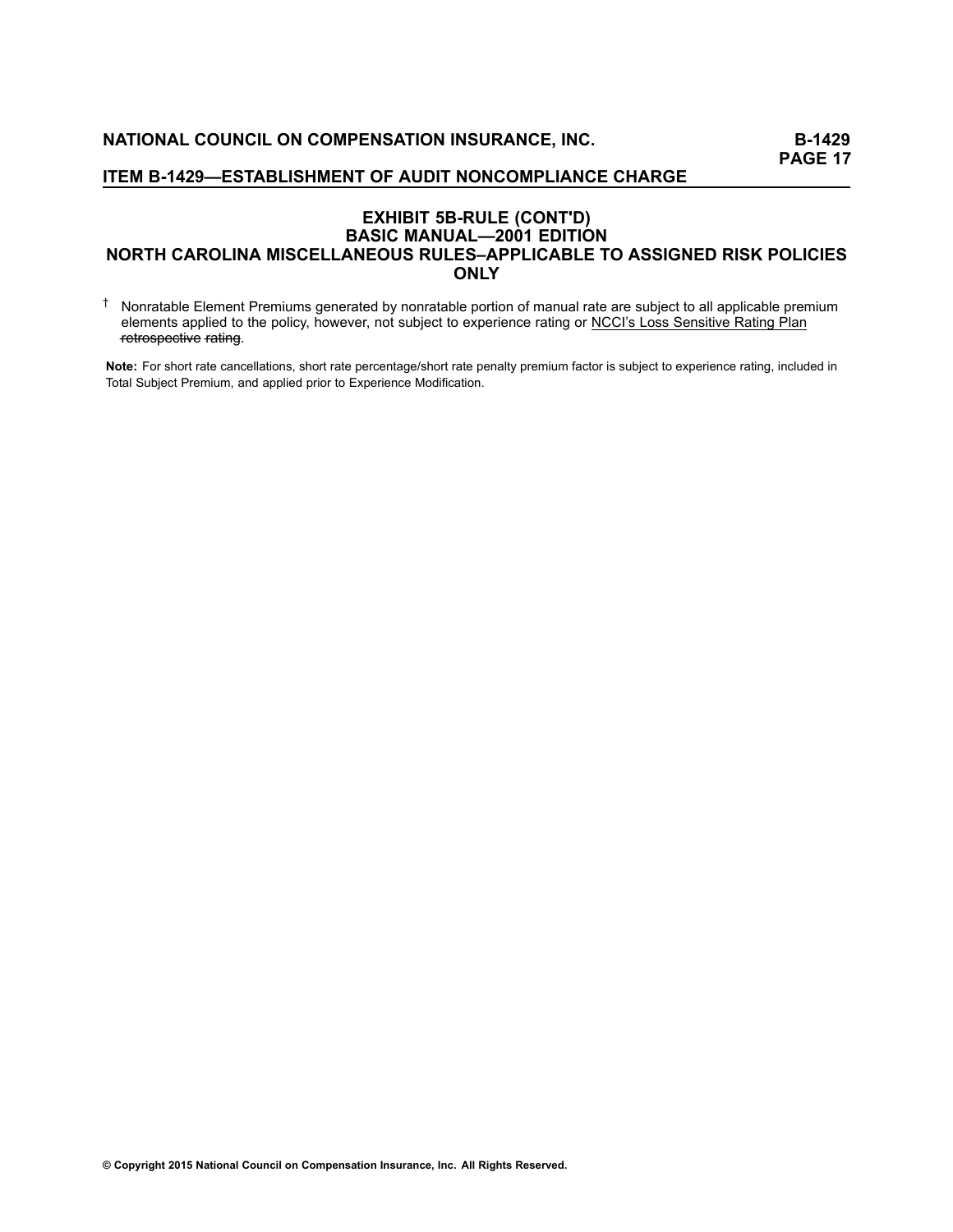## EXHIBIT 5B-RULE (CONT'D)
## BASIC MANUAL—2001 EDITION
## NORTH CAROLINA MISCELLANEOUS RULES–APPLICABLE TO ASSIGNED RISK POLICIES ONLY

† Nonratable Element Premiums generated by nonratable portion of manual rate are subject to all applicable premium elements applied to the policy, however, not subject to experience rating or NCCI's Loss Sensitive Rating Plan ~~retrospective~~ rating.

**Note:** For short rate cancellations, short rate percentage/short rate penalty premium factor is subject to experience rating, included in Total Subject Premium, and applied prior to Experience Modification.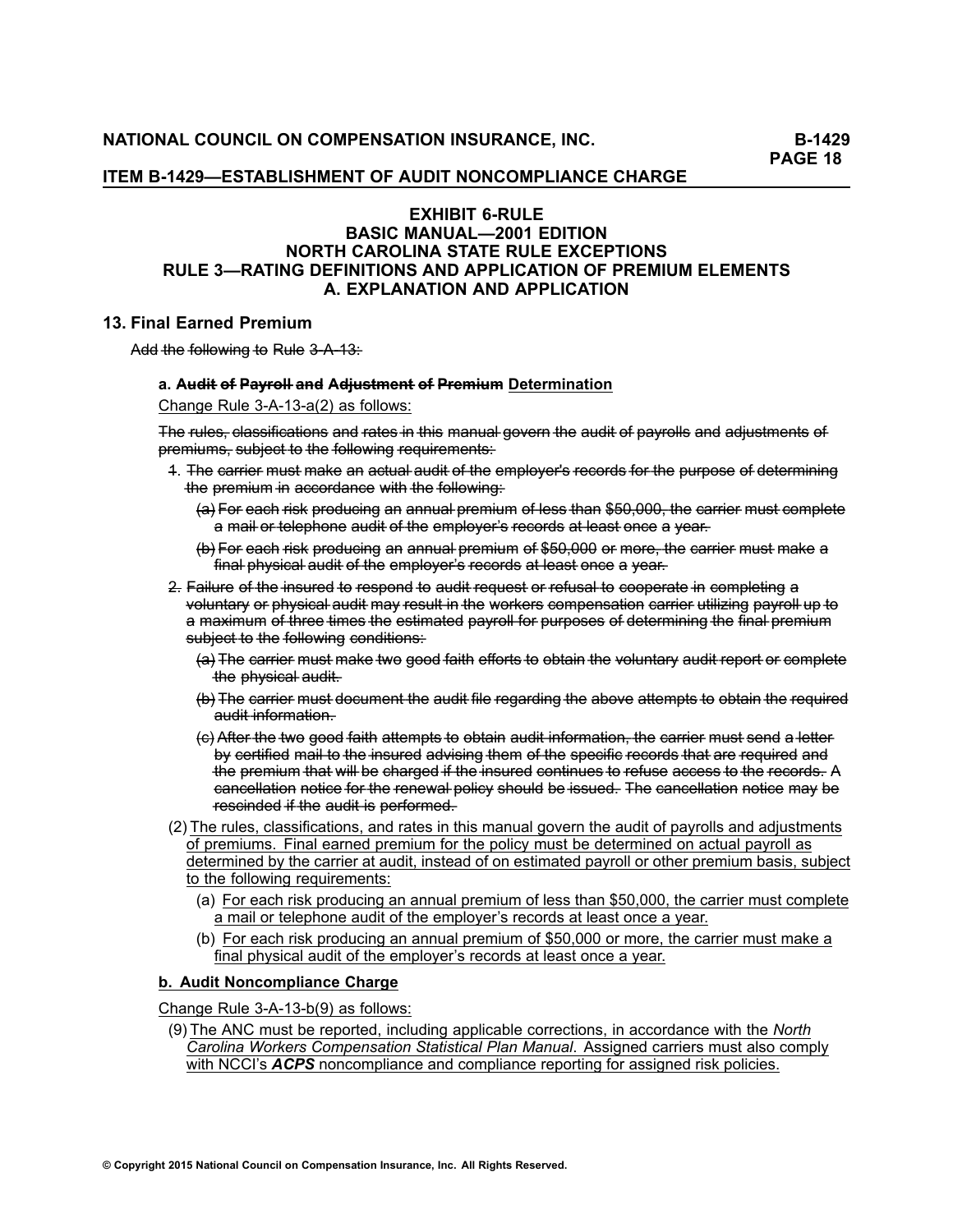## ITEM B-1429—ESTABLISHMENT OF AUDIT NONCOMPLIANCE CHARGE

### EXHIBIT 6-RULE
### BASIC MANUAL—2001 EDITION
### NORTH CAROLINA STATE RULE EXCEPTIONS
### RULE 3—RATING DEFINITIONS AND APPLICATION OF PREMIUM ELEMENTS
### A. EXPLANATION AND APPLICATION

### 13. Final Earned Premium

~~Add the following to Rule 3-A-13:~~

**a.** ~~**Audit of Payroll and Adjustment of Premium**~~ <u>**Determination**</u>

<u>Change Rule 3-A-13-a(2) as follows:</u>

~~The rules, classifications and rates in this manual govern the audit of payrolls and adjustments of premiums, subject to the following requirements:~~

~~1. The carrier must make an actual audit of the employer's records for the purpose of determining the premium in accordance with the following:~~

~~(a) For each risk producing an annual premium of less than $50,000, the carrier must complete a mail or telephone audit of the employer's records at least once a year.~~

~~(b) For each risk producing an annual premium of $50,000 or more, the carrier must make a final physical audit of the employer's records at least once a year.~~

~~2. Failure of the insured to respond to audit request or refusal to cooperate in completing a voluntary or physical audit may result in the workers compensation carrier utilizing payroll up to a maximum of three times the estimated payroll for purposes of determining the final premium subject to the following conditions:~~

~~(a) The carrier must make two good faith efforts to obtain the voluntary audit report or complete the physical audit.~~

~~(b) The carrier must document the audit file regarding the above attempts to obtain the required audit information.~~

~~(c) After the two good faith attempts to obtain audit information, the carrier must send a letter by certified mail to the insured advising them of the specific records that are required and the premium that will be charged if the insured continues to refuse access to the records. A cancellation notice for the renewal policy should be issued. The cancellation notice may be rescinded if the audit is performed.~~

<u>(2) The rules, classifications, and rates in this manual govern the audit of payrolls and adjustments of premiums. Final earned premium for the policy must be determined on actual payroll as determined by the carrier at audit, instead of on estimated payroll or other premium basis, subject to the following requirements:</u>

<u>(a) For each risk producing an annual premium of less than $50,000, the carrier must complete a mail or telephone audit of the employer's records at least once a year.</u>

<u>(b) For each risk producing an annual premium of $50,000 or more, the carrier must make a final physical audit of the employer's records at least once a year.</u>

<u>**b. Audit Noncompliance Charge**</u>

<u>Change Rule 3-A-13-b(9) as follows:</u>

<u>(9) The ANC must be reported, including applicable corrections, in accordance with the *North Carolina Workers Compensation Statistical Plan Manual*. Assigned carriers must also comply with NCCI's ***ACPS*** noncompliance and compliance reporting for assigned risk policies.</u>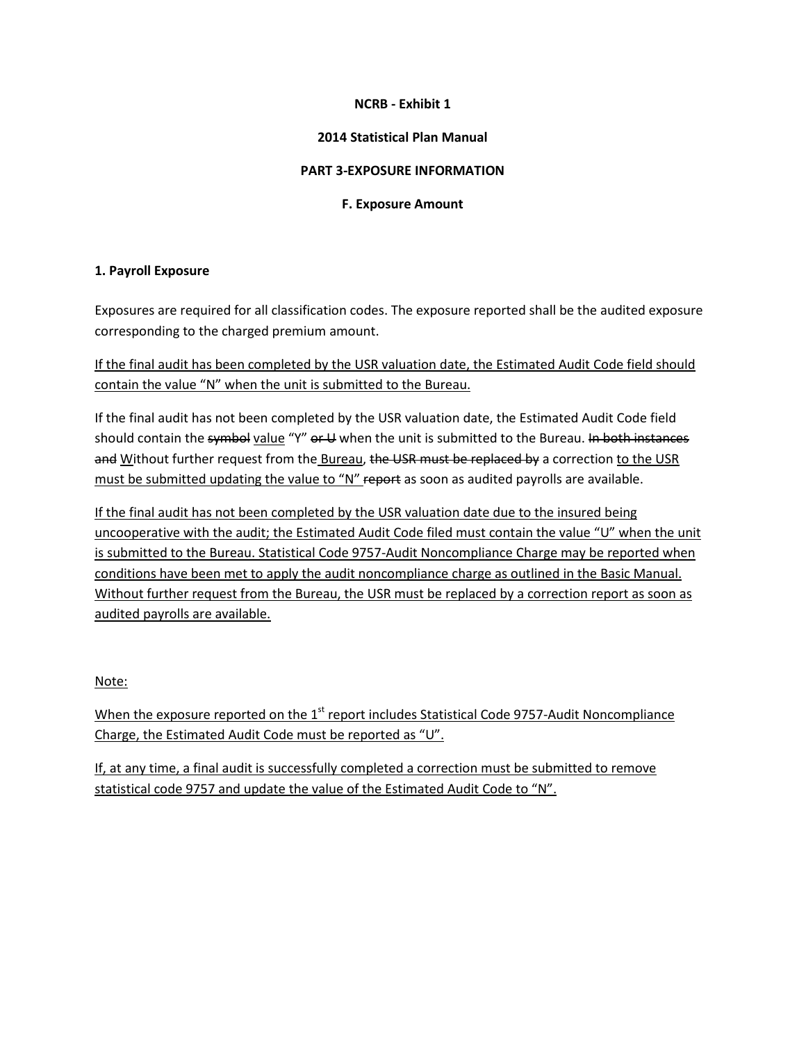**NCRB - Exhibit 1**

**2014 Statistical Plan Manual**

**PART 3-EXPOSURE INFORMATION**

**F. Exposure Amount**

**1. Payroll Exposure**

Exposures are required for all classification codes. The exposure reported shall be the audited exposure corresponding to the charged premium amount.

<u>If the final audit has been completed by the USR valuation date, the Estimated Audit Code field should contain the value "N" when the unit is submitted to the Bureau.</u>

If the final audit has not been completed by the USR valuation date, the Estimated Audit Code field should contain the ~~symbol~~ <u>value</u> "Y" ~~or U~~ when the unit is submitted to the Bureau. ~~In both instances and~~ <u>W</u>ithout further request from the<u> Bureau</u>, ~~the USR must be replaced by~~ a correction <u>to the USR must be submitted updating the value to "N"</u> ~~report~~ as soon as audited payrolls are available.

<u>If the final audit has not been completed by the USR valuation date due to the insured being uncooperative with the audit; the Estimated Audit Code filed must contain the value "U" when the unit is submitted to the Bureau. Statistical Code 9757-Audit Noncompliance Charge may be reported when conditions have been met to apply the audit noncompliance charge as outlined in the Basic Manual. Without further request from the Bureau, the USR must be replaced by a correction report as soon as audited payrolls are available.</u>

<u>Note:</u>

<u>When the exposure reported on the 1st report includes Statistical Code 9757-Audit Noncompliance Charge, the Estimated Audit Code must be reported as "U".</u>

<u>If, at any time, a final audit is successfully completed a correction must be submitted to remove statistical code 9757 and update the value of the Estimated Audit Code to "N".</u>